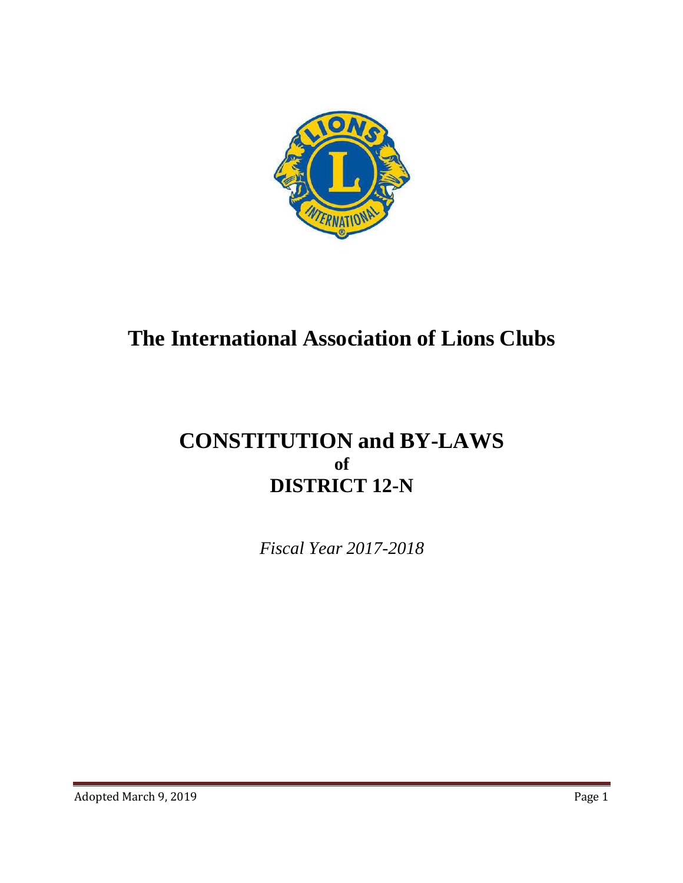# The International Association of Lions Clubs

# CONSTITUTION and BY-LAWS
## of
# DISTRICT 12-N

*Fiscal Year 2017-2018*

Adopted March 9, 2019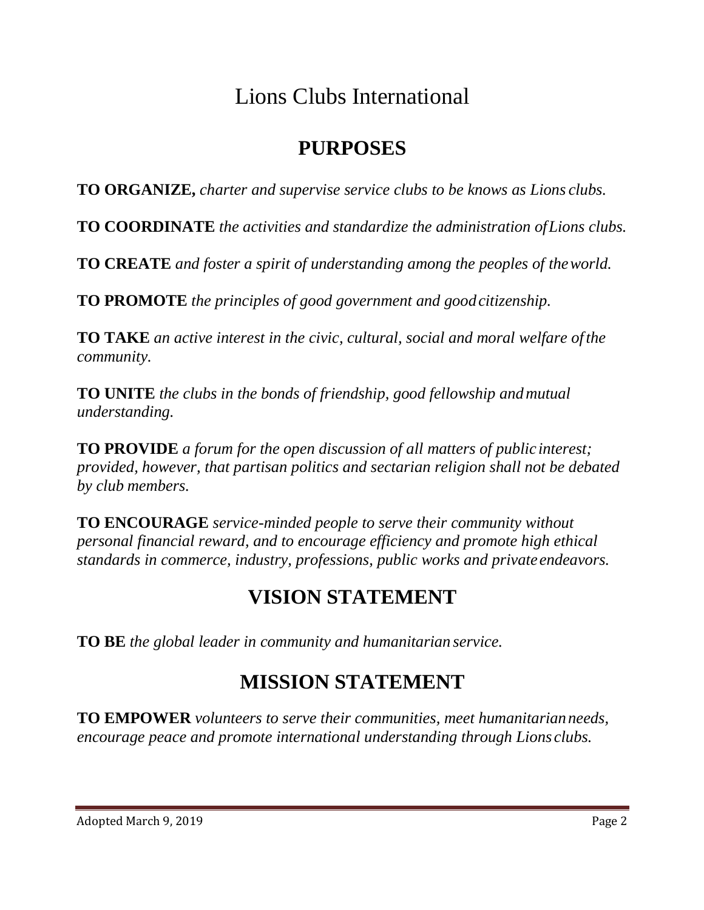# Lions Clubs International

## PURPOSES

**TO ORGANIZE,** *charter and supervise service clubs to be knows as Lions clubs.*

**TO COORDINATE** *the activities and standardize the administration of Lions clubs.*

**TO CREATE** *and foster a spirit of understanding among the peoples of the world.*

**TO PROMOTE** *the principles of good government and good citizenship.*

**TO TAKE** *an active interest in the civic, cultural, social and moral welfare of the community.*

**TO UNITE** *the clubs in the bonds of friendship, good fellowship and mutual understanding.*

**TO PROVIDE** *a forum for the open discussion of all matters of public interest; provided, however, that partisan politics and sectarian religion shall not be debated by club members.*

**TO ENCOURAGE** *service-minded people to serve their community without personal financial reward, and to encourage efficiency and promote high ethical standards in commerce, industry, professions, public works and private endeavors.*

## VISION STATEMENT

**TO BE** *the global leader in community and humanitarian service.*

## MISSION STATEMENT

**TO EMPOWER** *volunteers to serve their communities, meet humanitarian needs, encourage peace and promote international understanding through Lions clubs.*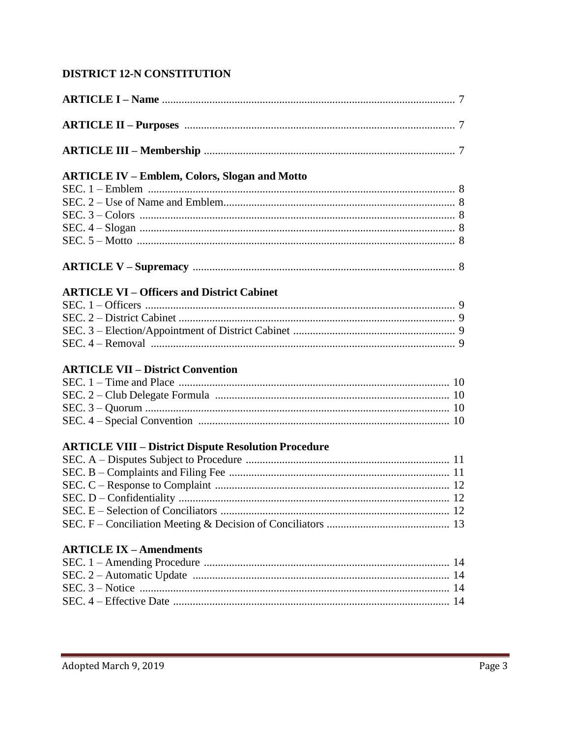## DISTRICT 12-N CONSTITUTION

**ARTICLE I – Name** ........................................................................................................ 7

**ARTICLE II – Purposes** ................................................................................................ 7

**ARTICLE III – Membership** ......................................................................................... 7

**ARTICLE IV – Emblem, Colors, Slogan and Motto**

SEC. 1 – Emblem ............................................................................................................. 8
SEC. 2 – Use of Name and Emblem.................................................................................. 8
SEC. 3 – Colors ................................................................................................................ 8
SEC. 4 – Slogan ................................................................................................................ 8
SEC. 5 – Motto ................................................................................................................. 8

**ARTICLE V – Supremacy** ............................................................................................. 8

**ARTICLE VI – Officers and District Cabinet**

SEC. 1 – Officers .............................................................................................................. 9
SEC. 2 – District Cabinet .................................................................................................. 9
SEC. 3 – Election/Appointment of District Cabinet .......................................................... 9
SEC. 4 – Removal ............................................................................................................ 9

**ARTICLE VII – District Convention**

SEC. 1 – Time and Place ................................................................................................ 10
SEC. 2 – Club Delegate Formula ................................................................................... 10
SEC. 3 – Quorum ............................................................................................................ 10
SEC. 4 – Special Convention ......................................................................................... 10

**ARTICLE VIII – District Dispute Resolution Procedure**

SEC. A – Disputes Subject to Procedure ........................................................................ 11
SEC. B – Complaints and Filing Fee .............................................................................. 11
SEC. C – Response to Complaint ................................................................................... 12
SEC. D – Confidentiality ................................................................................................ 12
SEC. E – Selection of Conciliators ................................................................................. 12
SEC. F – Conciliation Meeting & Decision of Conciliators ............................................ 13

**ARTICLE IX – Amendments**

SEC. 1 – Amending Procedure ....................................................................................... 14
SEC. 2 – Automatic Update ........................................................................................... 14
SEC. 3 – Notice .............................................................................................................. 14
SEC. 4 – Effective Date .................................................................................................. 14

Adopted March 9, 2019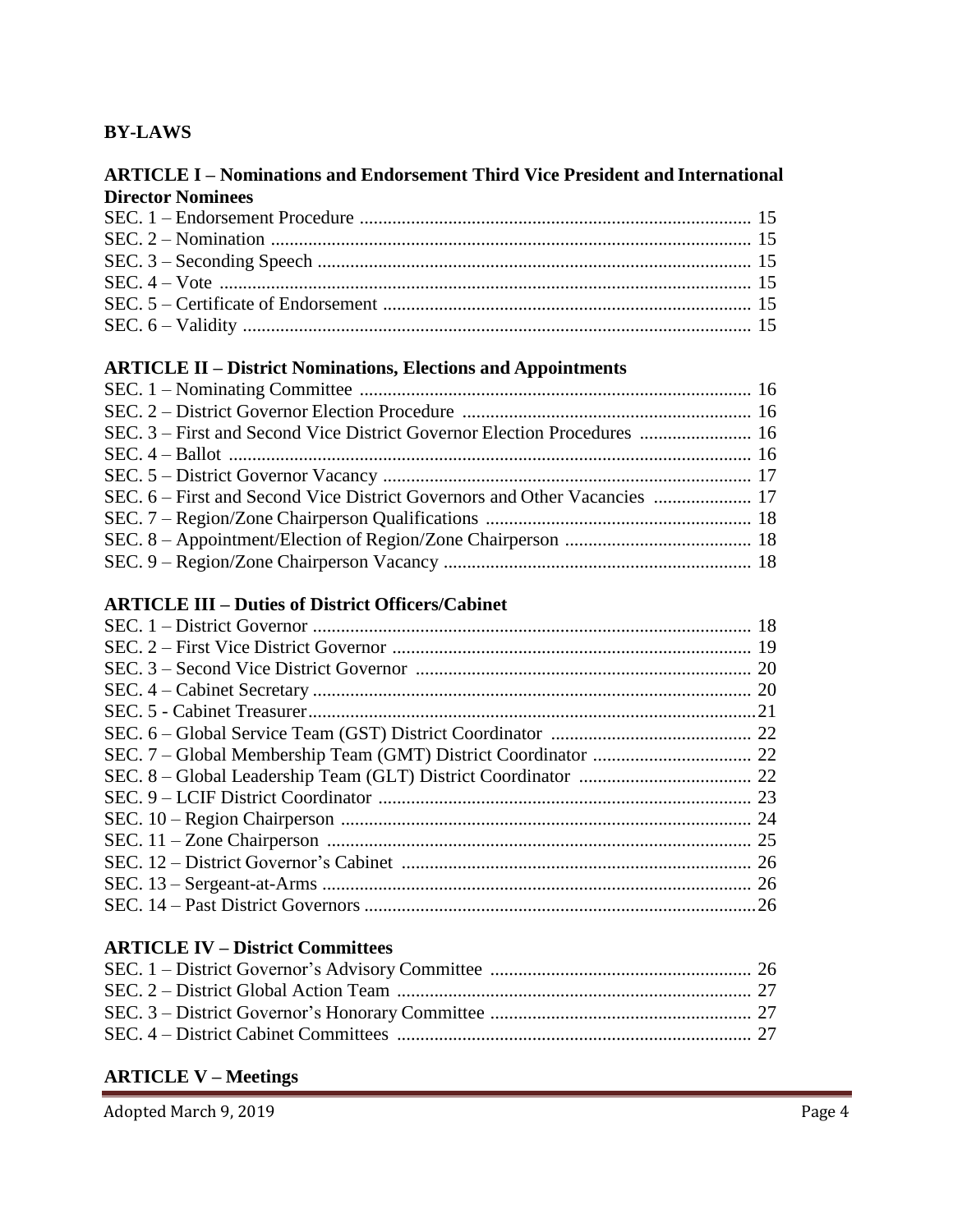**BY-LAWS**

**ARTICLE I – Nominations and Endorsement Third Vice President and International Director Nominees**

SEC. 1 – Endorsement Procedure .................................................................................. 15
SEC. 2 – Nomination ..................................................................................................... 15
SEC. 3 – Seconding Speech ........................................................................................... 15
SEC. 4 – Vote ................................................................................................................. 15
SEC. 5 – Certificate of Endorsement ............................................................................. 15
SEC. 6 – Validity ........................................................................................................... 15

**ARTICLE II – District Nominations, Elections and Appointments**

SEC. 1 – Nominating Committee ................................................................................... 16
SEC. 2 – District Governor Election Procedure ............................................................. 16
SEC. 3 – First and Second Vice District Governor Election Procedures ........................ 16
SEC. 4 – Ballot ............................................................................................................... 16
SEC. 5 – District Governor Vacancy .............................................................................. 17
SEC. 6 – First and Second Vice District Governors and Other Vacancies ..................... 17
SEC. 7 – Region/Zone Chairperson Qualifications ........................................................ 18
SEC. 8 – Appointment/Election of Region/Zone Chairperson ........................................ 18
SEC. 9 – Region/Zone Chairperson Vacancy ................................................................. 18

**ARTICLE III – Duties of District Officers/Cabinet**

SEC. 1 – District Governor ............................................................................................ 18
SEC. 2 – First Vice District Governor ............................................................................ 19
SEC. 3 – Second Vice District Governor ....................................................................... 20
SEC. 4 – Cabinet Secretary ............................................................................................ 20
SEC. 5 - Cabinet Treasurer..............................................................................................21
SEC. 6 – Global Service Team (GST) District Coordinator ........................................... 22
SEC. 7 – Global Membership Team (GMT) District Coordinator .................................. 22
SEC. 8 – Global Leadership Team (GLT) District Coordinator ..................................... 22
SEC. 9 – LCIF District Coordinator ............................................................................... 23
SEC. 10 – Region Chairperson ....................................................................................... 24
SEC. 11 – Zone Chairperson .......................................................................................... 25
SEC. 12 – District Governor's Cabinet .......................................................................... 26
SEC. 13 – Sergeant-at-Arms ........................................................................................... 26
SEC. 14 – Past District Governors ...................................................................................26

**ARTICLE IV – District Committees**

SEC. 1 – District Governor's Advisory Committee ....................................................... 26
SEC. 2 – District Global Action Team ........................................................................... 27
SEC. 3 – District Governor's Honorary Committee ....................................................... 27
SEC. 4 – District Cabinet Committees ........................................................................... 27

**ARTICLE V – Meetings**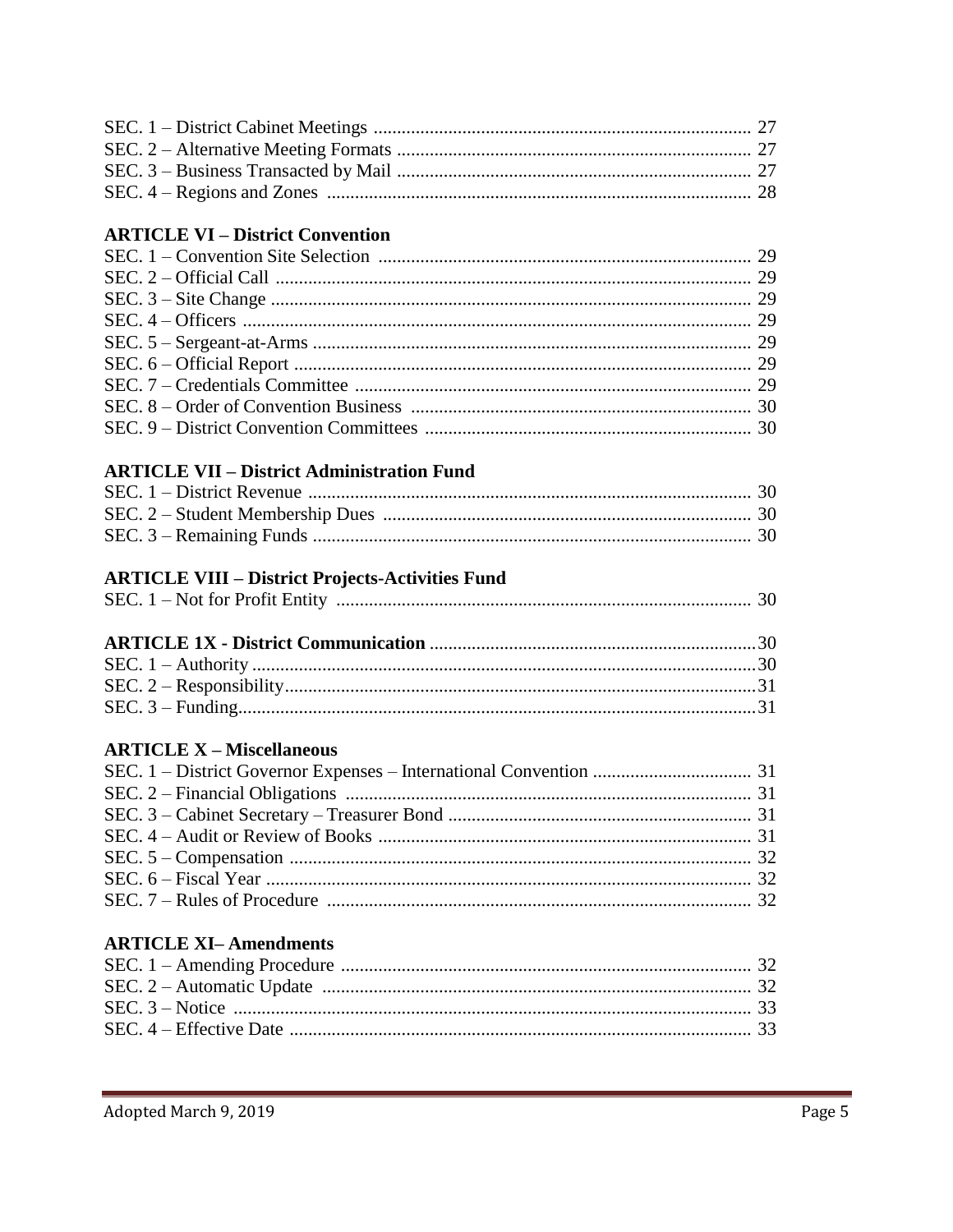SEC. 1 – District Cabinet Meetings ............................................................................... 27
SEC. 2 – Alternative Meeting Formats .......................................................................... 27
SEC. 3 – Business Transacted by Mail .......................................................................... 27
SEC. 4 – Regions and Zones ......................................................................................... 28

**ARTICLE VI – District Convention**

SEC. 1 – Convention Site Selection .............................................................................. 29
SEC. 2 – Official Call .................................................................................................... 29
SEC. 3 – Site Change ..................................................................................................... 29
SEC. 4 – Officers ........................................................................................................... 29
SEC. 5 – Sergeant-at-Arms ............................................................................................ 29
SEC. 6 – Official Report ................................................................................................ 29
SEC. 7 – Credentials Committee ................................................................................... 29
SEC. 8 – Order of Convention Business ....................................................................... 30
SEC. 9 – District Convention Committees .................................................................... 30

**ARTICLE VII – District Administration Fund**

SEC. 1 – District Revenue ............................................................................................. 30
SEC. 2 – Student Membership Dues ............................................................................. 30
SEC. 3 – Remaining Funds ............................................................................................ 30

**ARTICLE VIII – District Projects-Activities Fund**

SEC. 1 – Not for Profit Entity ....................................................................................... 30

**ARTICLE 1X - District Communication** ....................................................................30

SEC. 1 – Authority ..........................................................................................................30
SEC. 2 – Responsibility....................................................................................................31
SEC. 3 – Funding.............................................................................................................31

**ARTICLE X – Miscellaneous**

SEC. 1 – District Governor Expenses – International Convention ................................. 31
SEC. 2 – Financial Obligations ..................................................................................... 31
SEC. 3 – Cabinet Secretary – Treasurer Bond ............................................................... 31
SEC. 4 – Audit or Review of Books .............................................................................. 31
SEC. 5 – Compensation ................................................................................................. 32
SEC. 6 – Fiscal Year ...................................................................................................... 32
SEC. 7 – Rules of Procedure ......................................................................................... 32

**ARTICLE XI– Amendments**

SEC. 1 – Amending Procedure ...................................................................................... 32
SEC. 2 – Automatic Update .......................................................................................... 32
SEC. 3 – Notice ............................................................................................................. 33
SEC. 4 – Effective Date ................................................................................................. 33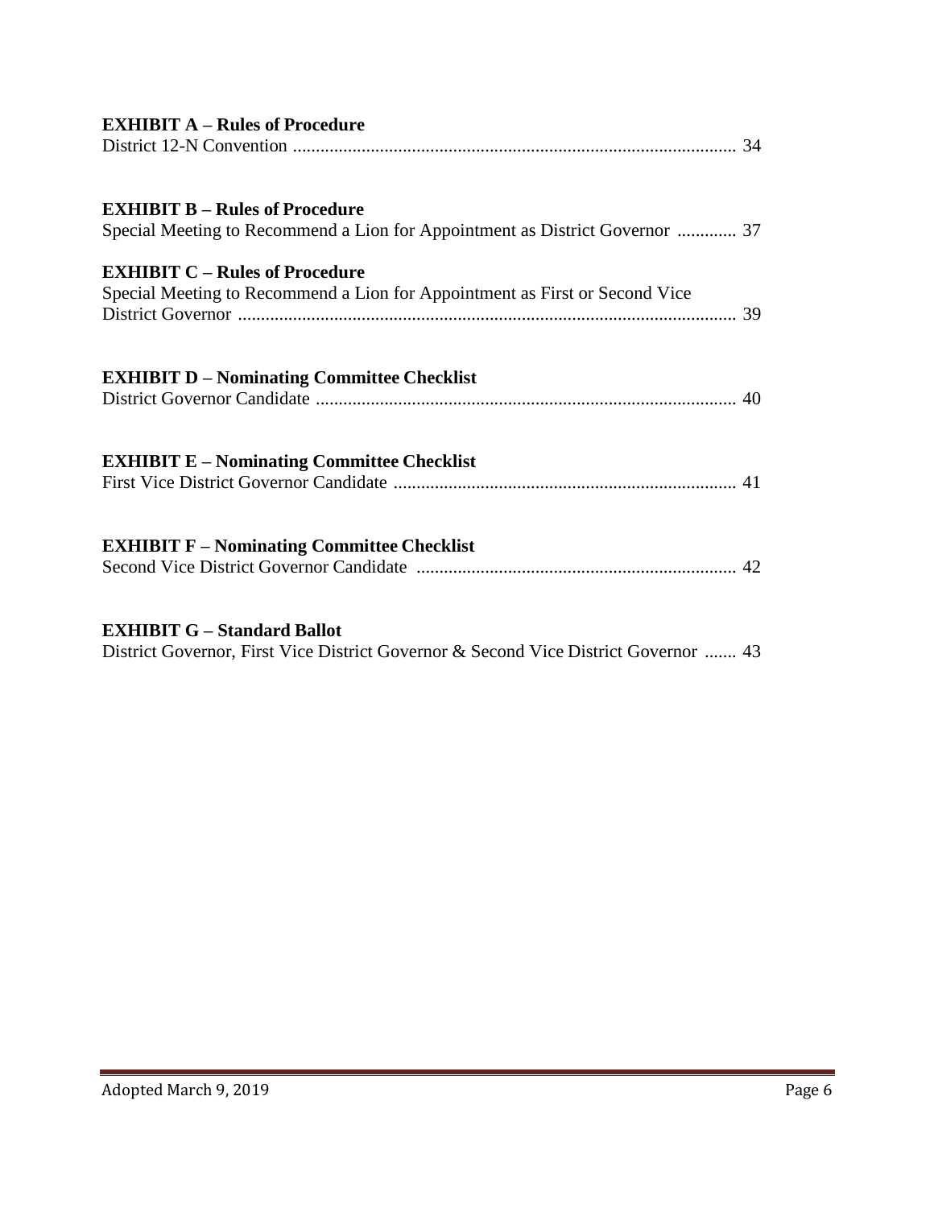**EXHIBIT A – Rules of Procedure**
District 12-N Convention ................................................................................................ 34

**EXHIBIT B – Rules of Procedure**
Special Meeting to Recommend a Lion for Appointment as District Governor ............. 37

**EXHIBIT C – Rules of Procedure**
Special Meeting to Recommend a Lion for Appointment as First or Second Vice District Governor ............................................................................................................ 39

**EXHIBIT D – Nominating Committee Checklist**
District Governor Candidate ........................................................................................... 40

**EXHIBIT E – Nominating Committee Checklist**
First Vice District Governor Candidate .......................................................................... 41

**EXHIBIT F – Nominating Committee Checklist**
Second Vice District Governor Candidate ..................................................................... 42

**EXHIBIT G – Standard Ballot**
District Governor, First Vice District Governor & Second Vice District Governor ....... 43

Adopted March 9, 2019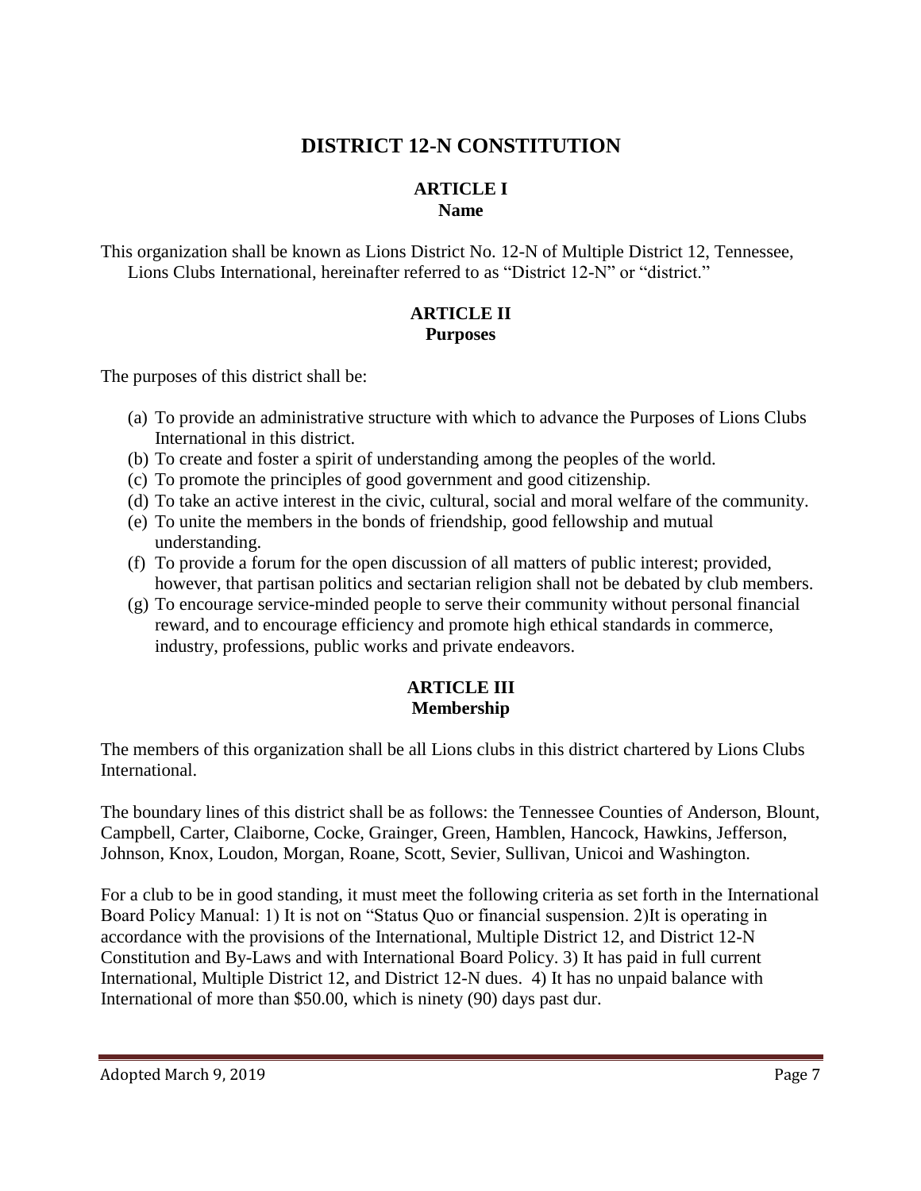# DISTRICT 12-N CONSTITUTION

## ARTICLE I
### Name

This organization shall be known as Lions District No. 12-N of Multiple District 12, Tennessee, Lions Clubs International, hereinafter referred to as "District 12-N" or "district."

## ARTICLE II
### Purposes

The purposes of this district shall be:

(a) To provide an administrative structure with which to advance the Purposes of Lions Clubs International in this district.
(b) To create and foster a spirit of understanding among the peoples of the world.
(c) To promote the principles of good government and good citizenship.
(d) To take an active interest in the civic, cultural, social and moral welfare of the community.
(e) To unite the members in the bonds of friendship, good fellowship and mutual understanding.
(f) To provide a forum for the open discussion of all matters of public interest; provided, however, that partisan politics and sectarian religion shall not be debated by club members.
(g) To encourage service-minded people to serve their community without personal financial reward, and to encourage efficiency and promote high ethical standards in commerce, industry, professions, public works and private endeavors.

## ARTICLE III
### Membership

The members of this organization shall be all Lions clubs in this district chartered by Lions Clubs International.

The boundary lines of this district shall be as follows: the Tennessee Counties of Anderson, Blount, Campbell, Carter, Claiborne, Cocke, Grainger, Green, Hamblen, Hancock, Hawkins, Jefferson, Johnson, Knox, Loudon, Morgan, Roane, Scott, Sevier, Sullivan, Unicoi and Washington.

For a club to be in good standing, it must meet the following criteria as set forth in the International Board Policy Manual: 1) It is not on "Status Quo or financial suspension. 2)It is operating in accordance with the provisions of the International, Multiple District 12, and District 12-N Constitution and By-Laws and with International Board Policy. 3) It has paid in full current International, Multiple District 12, and District 12-N dues. 4) It has no unpaid balance with International of more than $50.00, which is ninety (90) days past dur.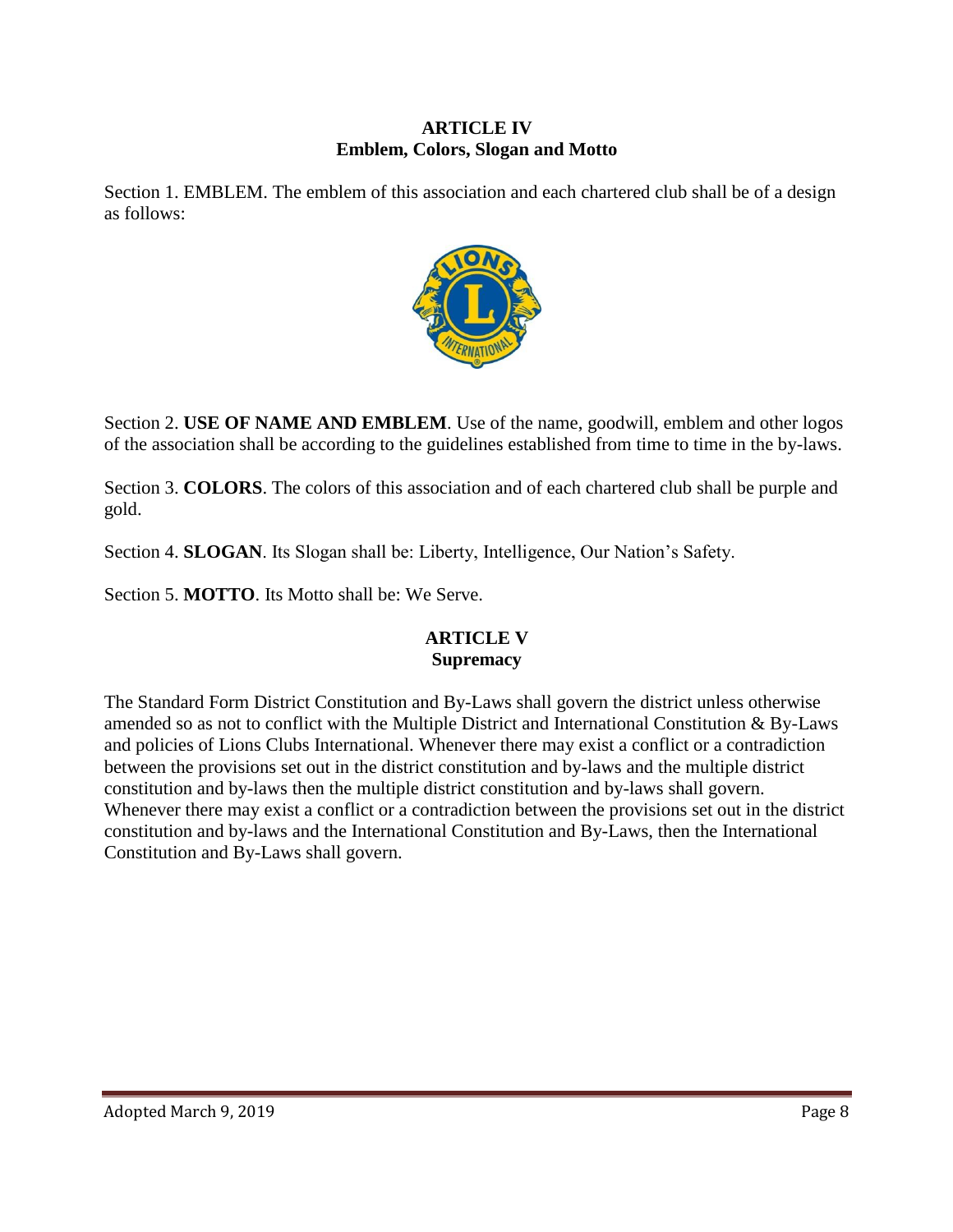## ARTICLE IV
## Emblem, Colors, Slogan and Motto

Section 1. EMBLEM. The emblem of this association and each chartered club shall be of a design as follows:

Section 2. **USE OF NAME AND EMBLEM**. Use of the name, goodwill, emblem and other logos of the association shall be according to the guidelines established from time to time in the by-laws.

Section 3. **COLORS**. The colors of this association and of each chartered club shall be purple and gold.

Section 4. **SLOGAN**. Its Slogan shall be: Liberty, Intelligence, Our Nation's Safety.

Section 5. **MOTTO**. Its Motto shall be: We Serve.

## ARTICLE V
## Supremacy

The Standard Form District Constitution and By-Laws shall govern the district unless otherwise amended so as not to conflict with the Multiple District and International Constitution & By-Laws and policies of Lions Clubs International. Whenever there may exist a conflict or a contradiction between the provisions set out in the district constitution and by-laws and the multiple district constitution and by-laws then the multiple district constitution and by-laws shall govern. Whenever there may exist a conflict or a contradiction between the provisions set out in the district constitution and by-laws and the International Constitution and By-Laws, then the International Constitution and By-Laws shall govern.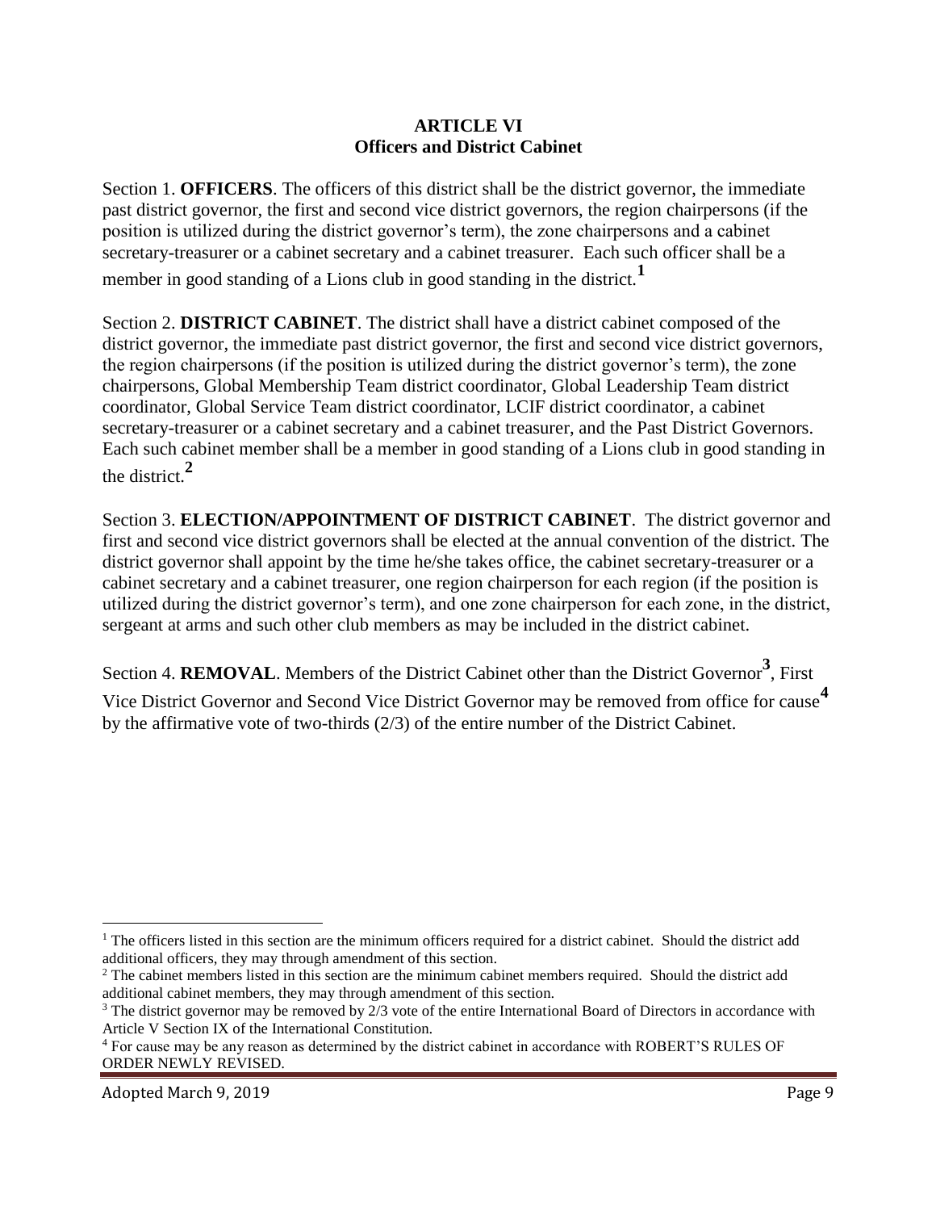## ARTICLE VI
## Officers and District Cabinet

Section 1. **OFFICERS**. The officers of this district shall be the district governor, the immediate past district governor, the first and second vice district governors, the region chairpersons (if the position is utilized during the district governor's term), the zone chairpersons and a cabinet secretary-treasurer or a cabinet secretary and a cabinet treasurer. Each such officer shall be a member in good standing of a Lions club in good standing in the district.[1]

Section 2. **DISTRICT CABINET**. The district shall have a district cabinet composed of the district governor, the immediate past district governor, the first and second vice district governors, the region chairpersons (if the position is utilized during the district governor's term), the zone chairpersons, Global Membership Team district coordinator, Global Leadership Team district coordinator, Global Service Team district coordinator, LCIF district coordinator, a cabinet secretary-treasurer or a cabinet secretary and a cabinet treasurer, and the Past District Governors. Each such cabinet member shall be a member in good standing of a Lions club in good standing in the district.[2]

Section 3. **ELECTION/APPOINTMENT OF DISTRICT CABINET**. The district governor and first and second vice district governors shall be elected at the annual convention of the district. The district governor shall appoint by the time he/she takes office, the cabinet secretary-treasurer or a cabinet secretary and a cabinet treasurer, one region chairperson for each region (if the position is utilized during the district governor's term), and one zone chairperson for each zone, in the district, sergeant at arms and such other club members as may be included in the district cabinet.

Section 4. **REMOVAL**. Members of the District Cabinet other than the District Governor[3], First Vice District Governor and Second Vice District Governor may be removed from office for cause[4] by the affirmative vote of two-thirds (2/3) of the entire number of the District Cabinet.

---

[1] The officers listed in this section are the minimum officers required for a district cabinet. Should the district add additional officers, they may through amendment of this section.

[2] The cabinet members listed in this section are the minimum cabinet members required. Should the district add additional cabinet members, they may through amendment of this section.

[3] The district governor may be removed by 2/3 vote of the entire International Board of Directors in accordance with Article V Section IX of the International Constitution.

[4] For cause may be any reason as determined by the district cabinet in accordance with ROBERT'S RULES OF ORDER NEWLY REVISED.

Adopted March 9, 2019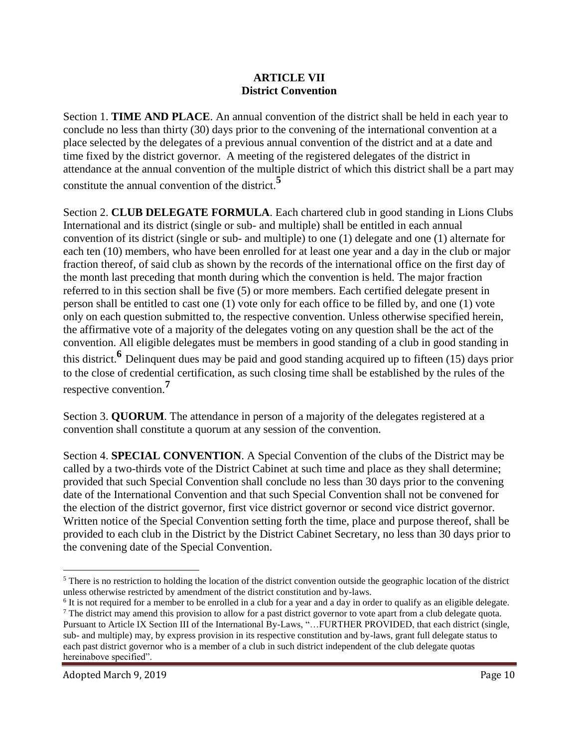## ARTICLE VII
## District Convention

Section 1. **TIME AND PLACE**. An annual convention of the district shall be held in each year to conclude no less than thirty (30) days prior to the convening of the international convention at a place selected by the delegates of a previous annual convention of the district and at a date and time fixed by the district governor. A meeting of the registered delegates of the district in attendance at the annual convention of the multiple district of which this district shall be a part may constitute the annual convention of the district.[5]

Section 2. **CLUB DELEGATE FORMULA**. Each chartered club in good standing in Lions Clubs International and its district (single or sub- and multiple) shall be entitled in each annual convention of its district (single or sub- and multiple) to one (1) delegate and one (1) alternate for each ten (10) members, who have been enrolled for at least one year and a day in the club or major fraction thereof, of said club as shown by the records of the international office on the first day of the month last preceding that month during which the convention is held. The major fraction referred to in this section shall be five (5) or more members. Each certified delegate present in person shall be entitled to cast one (1) vote only for each office to be filled by, and one (1) vote only on each question submitted to, the respective convention. Unless otherwise specified herein, the affirmative vote of a majority of the delegates voting on any question shall be the act of the convention. All eligible delegates must be members in good standing of a club in good standing in this district.[6] Delinquent dues may be paid and good standing acquired up to fifteen (15) days prior to the close of credential certification, as such closing time shall be established by the rules of the respective convention.[7]

Section 3. **QUORUM**. The attendance in person of a majority of the delegates registered at a convention shall constitute a quorum at any session of the convention.

Section 4. **SPECIAL CONVENTION**. A Special Convention of the clubs of the District may be called by a two-thirds vote of the District Cabinet at such time and place as they shall determine; provided that such Special Convention shall conclude no less than 30 days prior to the convening date of the International Convention and that such Special Convention shall not be convened for the election of the district governor, first vice district governor or second vice district governor. Written notice of the Special Convention setting forth the time, place and purpose thereof, shall be provided to each club in the District by the District Cabinet Secretary, no less than 30 days prior to the convening date of the Special Convention.

---

[5] There is no restriction to holding the location of the district convention outside the geographic location of the district unless otherwise restricted by amendment of the district constitution and by-laws.

[6] It is not required for a member to be enrolled in a club for a year and a day in order to qualify as an eligible delegate.

[7] The district may amend this provision to allow for a past district governor to vote apart from a club delegate quota. Pursuant to Article IX Section III of the International By-Laws, "…FURTHER PROVIDED, that each district (single, sub- and multiple) may, by express provision in its respective constitution and by-laws, grant full delegate status to each past district governor who is a member of a club in such district independent of the club delegate quotas hereinabove specified".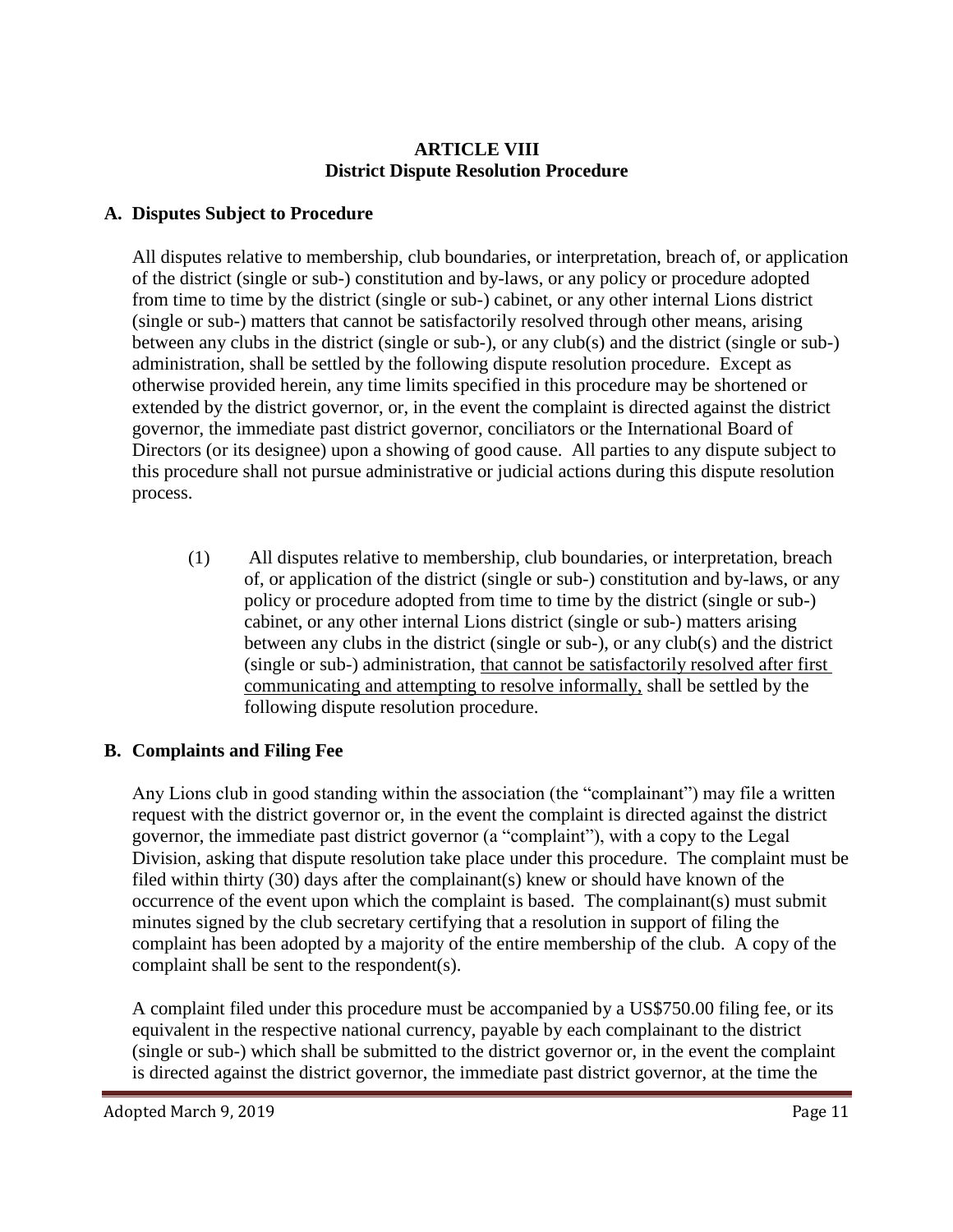## ARTICLE VIII
## District Dispute Resolution Procedure

### A. Disputes Subject to Procedure

All disputes relative to membership, club boundaries, or interpretation, breach of, or application of the district (single or sub-) constitution and by-laws, or any policy or procedure adopted from time to time by the district (single or sub-) cabinet, or any other internal Lions district (single or sub-) matters that cannot be satisfactorily resolved through other means, arising between any clubs in the district (single or sub-), or any club(s) and the district (single or sub-) administration, shall be settled by the following dispute resolution procedure. Except as otherwise provided herein, any time limits specified in this procedure may be shortened or extended by the district governor, or, in the event the complaint is directed against the district governor, the immediate past district governor, conciliators or the International Board of Directors (or its designee) upon a showing of good cause. All parties to any dispute subject to this procedure shall not pursue administrative or judicial actions during this dispute resolution process.

(1) All disputes relative to membership, club boundaries, or interpretation, breach of, or application of the district (single or sub-) constitution and by-laws, or any policy or procedure adopted from time to time by the district (single or sub-) cabinet, or any other internal Lions district (single or sub-) matters arising between any clubs in the district (single or sub-), or any club(s) and the district (single or sub-) administration, <u>that cannot be satisfactorily resolved after first communicating and attempting to resolve informally,</u> shall be settled by the following dispute resolution procedure.

### B. Complaints and Filing Fee

Any Lions club in good standing within the association (the "complainant") may file a written request with the district governor or, in the event the complaint is directed against the district governor, the immediate past district governor (a "complaint"), with a copy to the Legal Division, asking that dispute resolution take place under this procedure. The complaint must be filed within thirty (30) days after the complainant(s) knew or should have known of the occurrence of the event upon which the complaint is based. The complainant(s) must submit minutes signed by the club secretary certifying that a resolution in support of filing the complaint has been adopted by a majority of the entire membership of the club. A copy of the complaint shall be sent to the respondent(s).

A complaint filed under this procedure must be accompanied by a US$750.00 filing fee, or its equivalent in the respective national currency, payable by each complainant to the district (single or sub-) which shall be submitted to the district governor or, in the event the complaint is directed against the district governor, the immediate past district governor, at the time the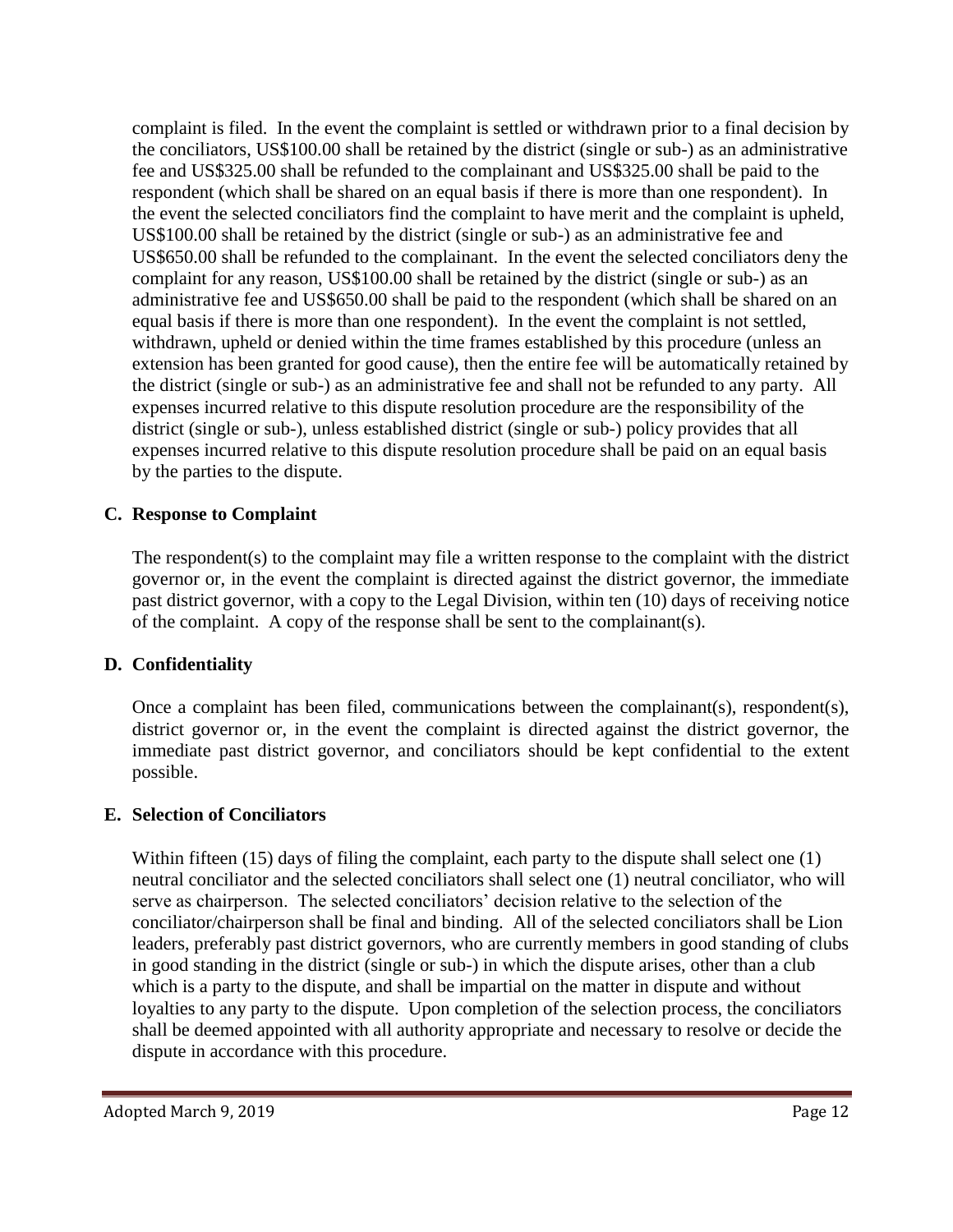complaint is filed. In the event the complaint is settled or withdrawn prior to a final decision by the conciliators, US$100.00 shall be retained by the district (single or sub-) as an administrative fee and US$325.00 shall be refunded to the complainant and US$325.00 shall be paid to the respondent (which shall be shared on an equal basis if there is more than one respondent). In the event the selected conciliators find the complaint to have merit and the complaint is upheld, US$100.00 shall be retained by the district (single or sub-) as an administrative fee and US$650.00 shall be refunded to the complainant. In the event the selected conciliators deny the complaint for any reason, US$100.00 shall be retained by the district (single or sub-) as an administrative fee and US$650.00 shall be paid to the respondent (which shall be shared on an equal basis if there is more than one respondent). In the event the complaint is not settled, withdrawn, upheld or denied within the time frames established by this procedure (unless an extension has been granted for good cause), then the entire fee will be automatically retained by the district (single or sub-) as an administrative fee and shall not be refunded to any party. All expenses incurred relative to this dispute resolution procedure are the responsibility of the district (single or sub-), unless established district (single or sub-) policy provides that all expenses incurred relative to this dispute resolution procedure shall be paid on an equal basis by the parties to the dispute.

**C. Response to Complaint**

The respondent(s) to the complaint may file a written response to the complaint with the district governor or, in the event the complaint is directed against the district governor, the immediate past district governor, with a copy to the Legal Division, within ten (10) days of receiving notice of the complaint. A copy of the response shall be sent to the complainant(s).

**D. Confidentiality**

Once a complaint has been filed, communications between the complainant(s), respondent(s), district governor or, in the event the complaint is directed against the district governor, the immediate past district governor, and conciliators should be kept confidential to the extent possible.

**E. Selection of Conciliators**

Within fifteen (15) days of filing the complaint, each party to the dispute shall select one (1) neutral conciliator and the selected conciliators shall select one (1) neutral conciliator, who will serve as chairperson. The selected conciliators' decision relative to the selection of the conciliator/chairperson shall be final and binding. All of the selected conciliators shall be Lion leaders, preferably past district governors, who are currently members in good standing of clubs in good standing in the district (single or sub-) in which the dispute arises, other than a club which is a party to the dispute, and shall be impartial on the matter in dispute and without loyalties to any party to the dispute. Upon completion of the selection process, the conciliators shall be deemed appointed with all authority appropriate and necessary to resolve or decide the dispute in accordance with this procedure.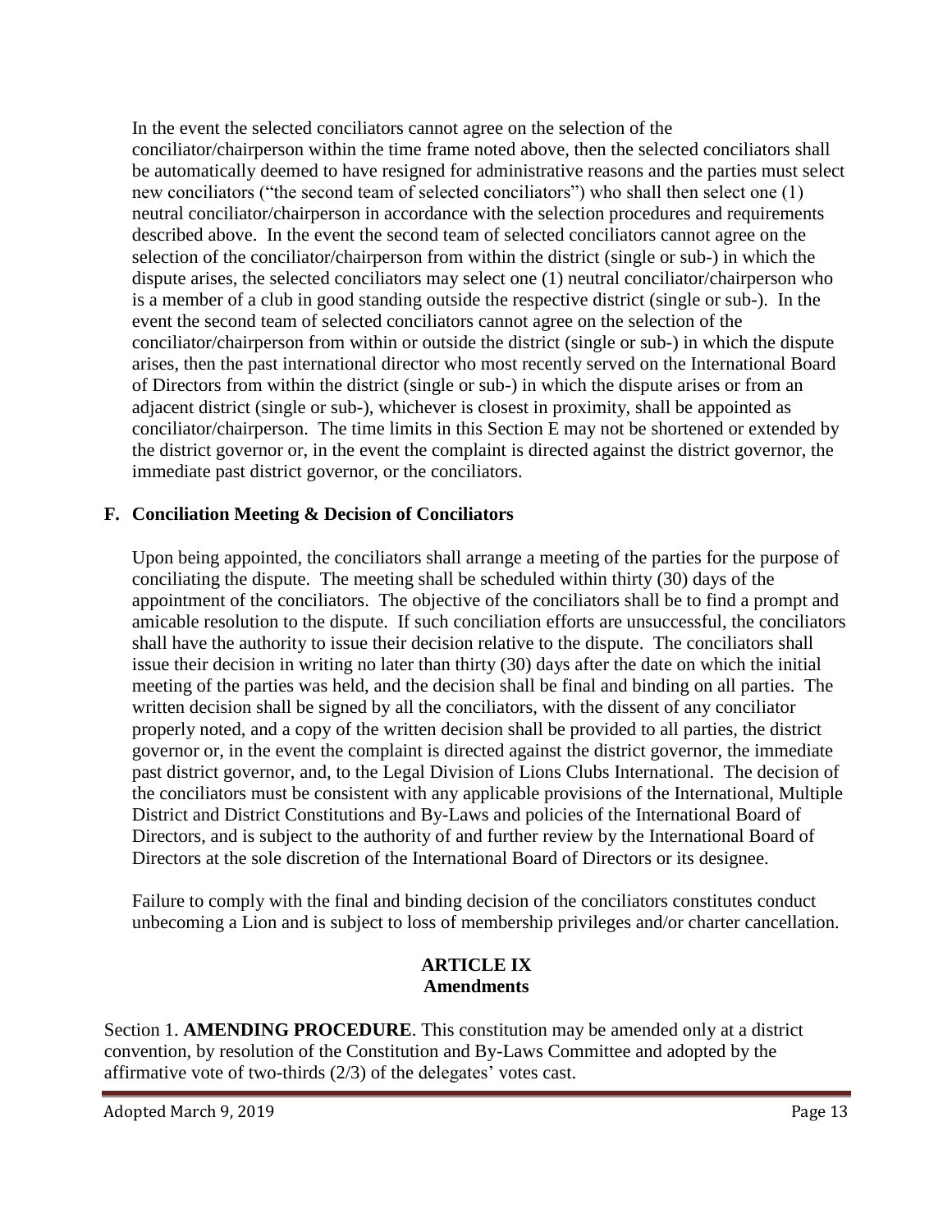In the event the selected conciliators cannot agree on the selection of the conciliator/chairperson within the time frame noted above, then the selected conciliators shall be automatically deemed to have resigned for administrative reasons and the parties must select new conciliators ("the second team of selected conciliators") who shall then select one (1) neutral conciliator/chairperson in accordance with the selection procedures and requirements described above. In the event the second team of selected conciliators cannot agree on the selection of the conciliator/chairperson from within the district (single or sub-) in which the dispute arises, the selected conciliators may select one (1) neutral conciliator/chairperson who is a member of a club in good standing outside the respective district (single or sub-). In the event the second team of selected conciliators cannot agree on the selection of the conciliator/chairperson from within or outside the district (single or sub-) in which the dispute arises, then the past international director who most recently served on the International Board of Directors from within the district (single or sub-) in which the dispute arises or from an adjacent district (single or sub-), whichever is closest in proximity, shall be appointed as conciliator/chairperson. The time limits in this Section E may not be shortened or extended by the district governor or, in the event the complaint is directed against the district governor, the immediate past district governor, or the conciliators.

**F. Conciliation Meeting & Decision of Conciliators**

Upon being appointed, the conciliators shall arrange a meeting of the parties for the purpose of conciliating the dispute. The meeting shall be scheduled within thirty (30) days of the appointment of the conciliators. The objective of the conciliators shall be to find a prompt and amicable resolution to the dispute. If such conciliation efforts are unsuccessful, the conciliators shall have the authority to issue their decision relative to the dispute. The conciliators shall issue their decision in writing no later than thirty (30) days after the date on which the initial meeting of the parties was held, and the decision shall be final and binding on all parties. The written decision shall be signed by all the conciliators, with the dissent of any conciliator properly noted, and a copy of the written decision shall be provided to all parties, the district governor or, in the event the complaint is directed against the district governor, the immediate past district governor, and, to the Legal Division of Lions Clubs International. The decision of the conciliators must be consistent with any applicable provisions of the International, Multiple District and District Constitutions and By-Laws and policies of the International Board of Directors, and is subject to the authority of and further review by the International Board of Directors at the sole discretion of the International Board of Directors or its designee.

Failure to comply with the final and binding decision of the conciliators constitutes conduct unbecoming a Lion and is subject to loss of membership privileges and/or charter cancellation.

## ARTICLE IX
## Amendments

Section 1. **AMENDING PROCEDURE**. This constitution may be amended only at a district convention, by resolution of the Constitution and By-Laws Committee and adopted by the affirmative vote of two-thirds (2/3) of the delegates' votes cast.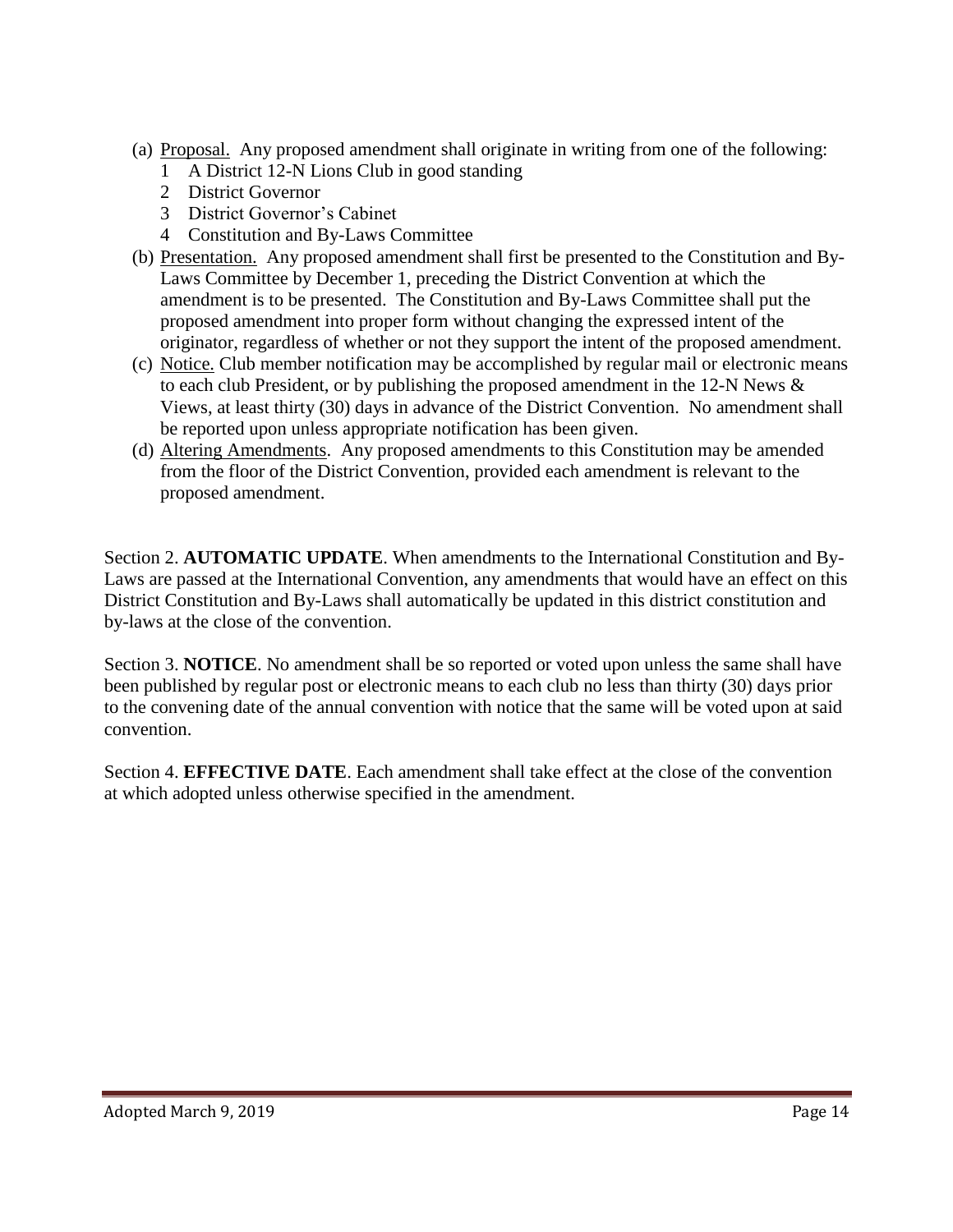(a) Proposal. Any proposed amendment shall originate in writing from one of the following:
   1 A District 12-N Lions Club in good standing
   2 District Governor
   3 District Governor's Cabinet
   4 Constitution and By-Laws Committee

(b) Presentation. Any proposed amendment shall first be presented to the Constitution and By-Laws Committee by December 1, preceding the District Convention at which the amendment is to be presented. The Constitution and By-Laws Committee shall put the proposed amendment into proper form without changing the expressed intent of the originator, regardless of whether or not they support the intent of the proposed amendment.

(c) Notice. Club member notification may be accomplished by regular mail or electronic means to each club President, or by publishing the proposed amendment in the 12-N News & Views, at least thirty (30) days in advance of the District Convention. No amendment shall be reported upon unless appropriate notification has been given.

(d) Altering Amendments. Any proposed amendments to this Constitution may be amended from the floor of the District Convention, provided each amendment is relevant to the proposed amendment.

Section 2. **AUTOMATIC UPDATE**. When amendments to the International Constitution and By-Laws are passed at the International Convention, any amendments that would have an effect on this District Constitution and By-Laws shall automatically be updated in this district constitution and by-laws at the close of the convention.

Section 3. **NOTICE**. No amendment shall be so reported or voted upon unless the same shall have been published by regular post or electronic means to each club no less than thirty (30) days prior to the convening date of the annual convention with notice that the same will be voted upon at said convention.

Section 4. **EFFECTIVE DATE**. Each amendment shall take effect at the close of the convention at which adopted unless otherwise specified in the amendment.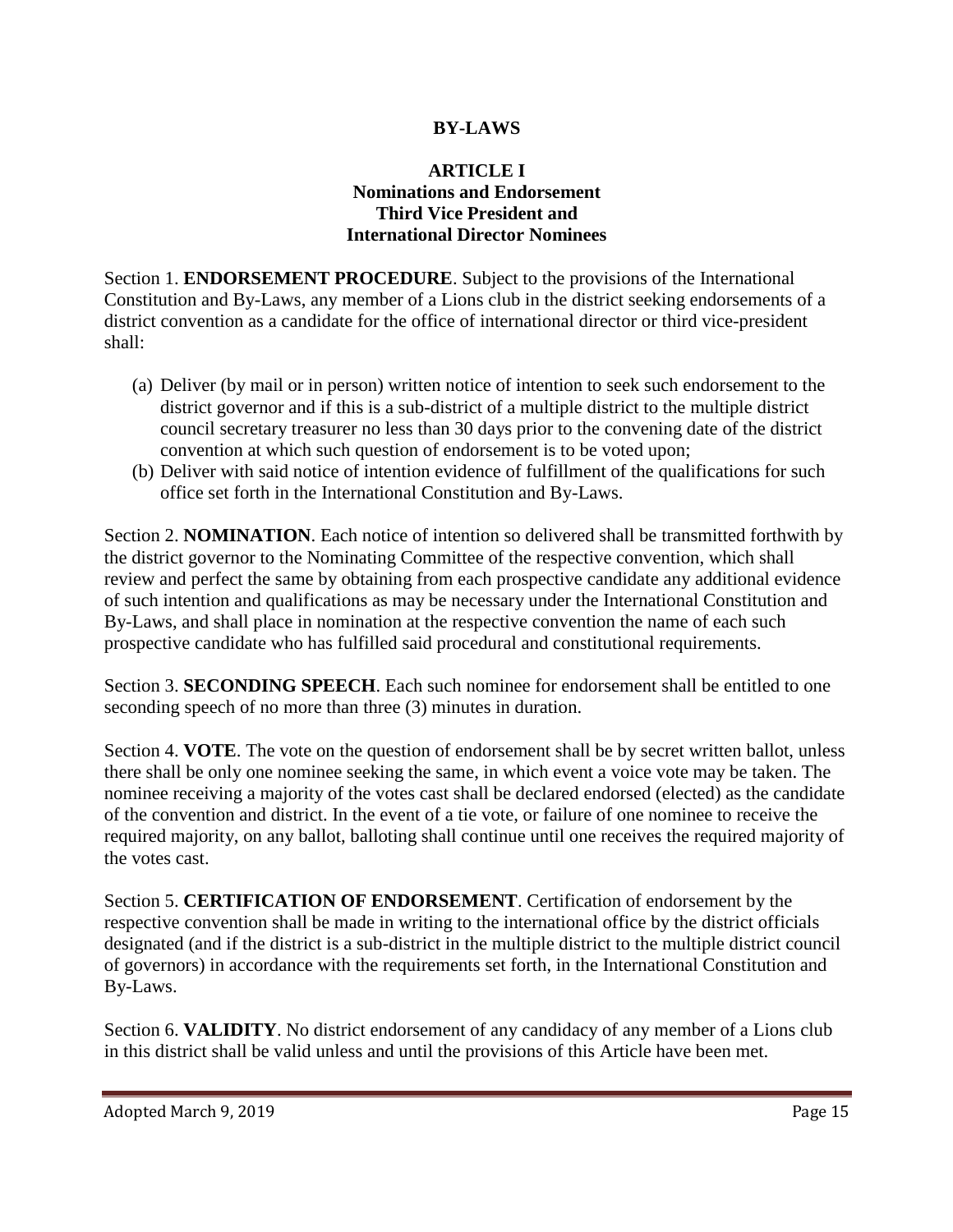# BY-LAWS

## ARTICLE I
## Nominations and Endorsement
## Third Vice President and
## International Director Nominees

Section 1. **ENDORSEMENT PROCEDURE**. Subject to the provisions of the International Constitution and By-Laws, any member of a Lions club in the district seeking endorsements of a district convention as a candidate for the office of international director or third vice-president shall:

(a) Deliver (by mail or in person) written notice of intention to seek such endorsement to the district governor and if this is a sub-district of a multiple district to the multiple district council secretary treasurer no less than 30 days prior to the convening date of the district convention at which such question of endorsement is to be voted upon;
(b) Deliver with said notice of intention evidence of fulfillment of the qualifications for such office set forth in the International Constitution and By-Laws.

Section 2. **NOMINATION**. Each notice of intention so delivered shall be transmitted forthwith by the district governor to the Nominating Committee of the respective convention, which shall review and perfect the same by obtaining from each prospective candidate any additional evidence of such intention and qualifications as may be necessary under the International Constitution and By-Laws, and shall place in nomination at the respective convention the name of each such prospective candidate who has fulfilled said procedural and constitutional requirements.

Section 3. **SECONDING SPEECH**. Each such nominee for endorsement shall be entitled to one seconding speech of no more than three (3) minutes in duration.

Section 4. **VOTE**. The vote on the question of endorsement shall be by secret written ballot, unless there shall be only one nominee seeking the same, in which event a voice vote may be taken. The nominee receiving a majority of the votes cast shall be declared endorsed (elected) as the candidate of the convention and district. In the event of a tie vote, or failure of one nominee to receive the required majority, on any ballot, balloting shall continue until one receives the required majority of the votes cast.

Section 5. **CERTIFICATION OF ENDORSEMENT**. Certification of endorsement by the respective convention shall be made in writing to the international office by the district officials designated (and if the district is a sub-district in the multiple district to the multiple district council of governors) in accordance with the requirements set forth, in the International Constitution and By-Laws.

Section 6. **VALIDITY**. No district endorsement of any candidacy of any member of a Lions club in this district shall be valid unless and until the provisions of this Article have been met.

Adopted March 9, 2019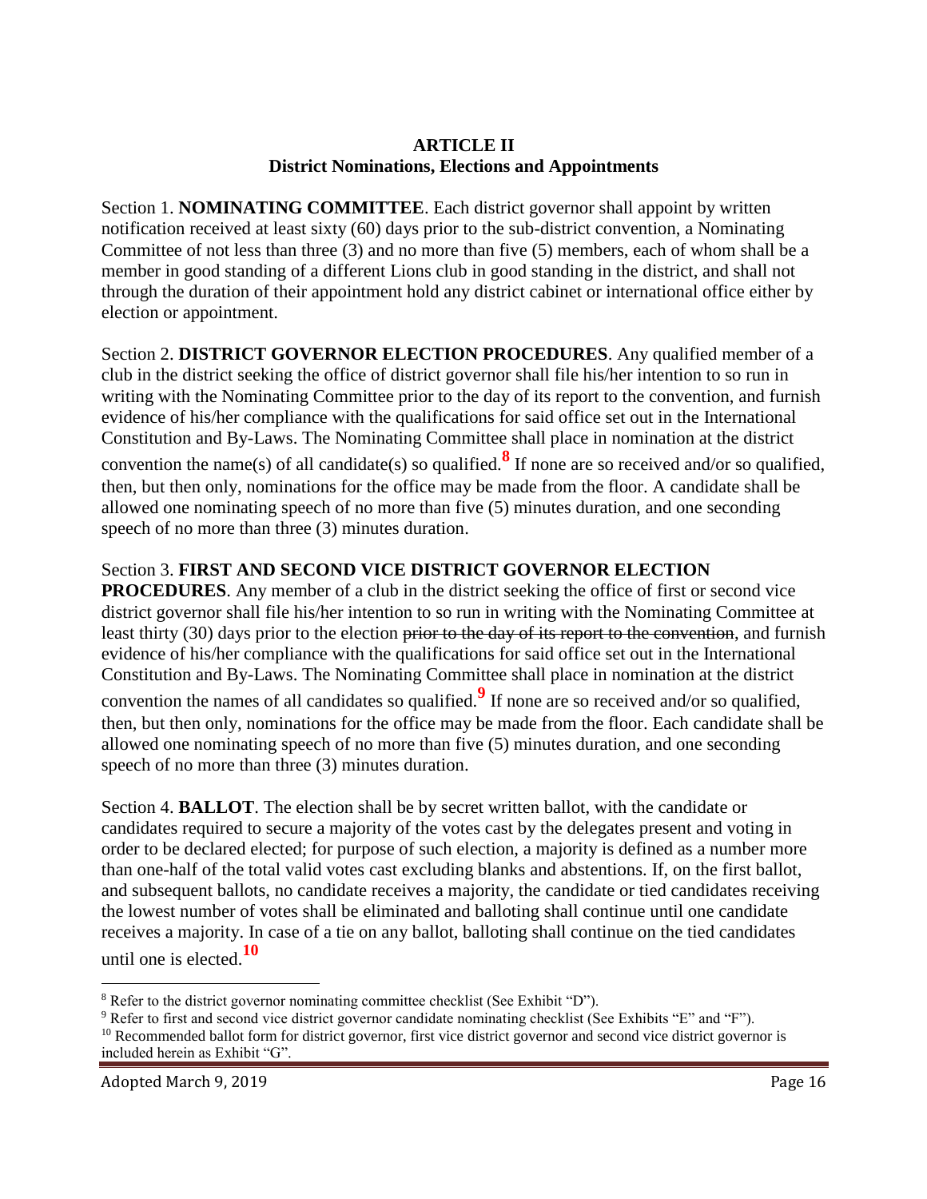## ARTICLE II
## District Nominations, Elections and Appointments

Section 1. **NOMINATING COMMITTEE**. Each district governor shall appoint by written notification received at least sixty (60) days prior to the sub-district convention, a Nominating Committee of not less than three (3) and no more than five (5) members, each of whom shall be a member in good standing of a different Lions club in good standing in the district, and shall not through the duration of their appointment hold any district cabinet or international office either by election or appointment.

Section 2. **DISTRICT GOVERNOR ELECTION PROCEDURES**. Any qualified member of a club in the district seeking the office of district governor shall file his/her intention to so run in writing with the Nominating Committee prior to the day of its report to the convention, and furnish evidence of his/her compliance with the qualifications for said office set out in the International Constitution and By-Laws. The Nominating Committee shall place in nomination at the district convention the name(s) of all candidate(s) so qualified.[8] If none are so received and/or so qualified, then, but then only, nominations for the office may be made from the floor. A candidate shall be allowed one nominating speech of no more than five (5) minutes duration, and one seconding speech of no more than three (3) minutes duration.

Section 3. **FIRST AND SECOND VICE DISTRICT GOVERNOR ELECTION PROCEDURES**. Any member of a club in the district seeking the office of first or second vice district governor shall file his/her intention to so run in writing with the Nominating Committee at least thirty (30) days prior to the election ~~prior to the day of its report to the convention~~, and furnish evidence of his/her compliance with the qualifications for said office set out in the International Constitution and By-Laws. The Nominating Committee shall place in nomination at the district convention the names of all candidates so qualified.[9] If none are so received and/or so qualified, then, but then only, nominations for the office may be made from the floor. Each candidate shall be allowed one nominating speech of no more than five (5) minutes duration, and one seconding speech of no more than three (3) minutes duration.

Section 4. **BALLOT**. The election shall be by secret written ballot, with the candidate or candidates required to secure a majority of the votes cast by the delegates present and voting in order to be declared elected; for purpose of such election, a majority is defined as a number more than one-half of the total valid votes cast excluding blanks and abstentions. If, on the first ballot, and subsequent ballots, no candidate receives a majority, the candidate or tied candidates receiving the lowest number of votes shall be eliminated and balloting shall continue until one candidate receives a majority. In case of a tie on any ballot, balloting shall continue on the tied candidates until one is elected.[10]

---

[8] Refer to the district governor nominating committee checklist (See Exhibit "D").

[9] Refer to first and second vice district governor candidate nominating checklist (See Exhibits "E" and "F").

[10] Recommended ballot form for district governor, first vice district governor and second vice district governor is included herein as Exhibit "G".

Adopted March 9, 2019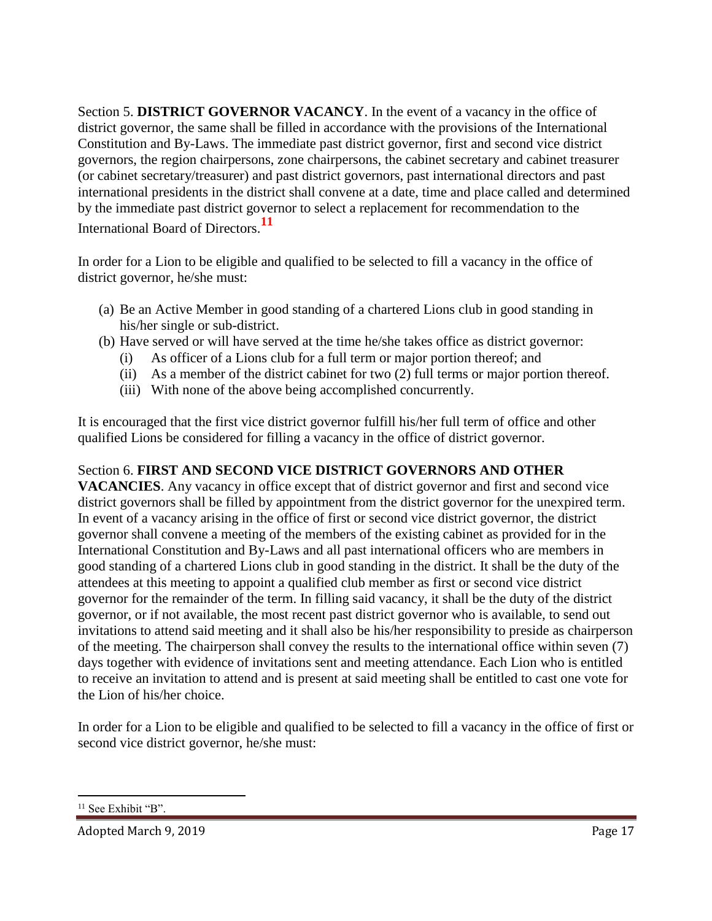Section 5. **DISTRICT GOVERNOR VACANCY**. In the event of a vacancy in the office of district governor, the same shall be filled in accordance with the provisions of the International Constitution and By-Laws. The immediate past district governor, first and second vice district governors, the region chairpersons, zone chairpersons, the cabinet secretary and cabinet treasurer (or cabinet secretary/treasurer) and past district governors, past international directors and past international presidents in the district shall convene at a date, time and place called and determined by the immediate past district governor to select a replacement for recommendation to the International Board of Directors.[11]

In order for a Lion to be eligible and qualified to be selected to fill a vacancy in the office of district governor, he/she must:

(a) Be an Active Member in good standing of a chartered Lions club in good standing in his/her single or sub-district.
(b) Have served or will have served at the time he/she takes office as district governor:
   (i) As officer of a Lions club for a full term or major portion thereof; and
   (ii) As a member of the district cabinet for two (2) full terms or major portion thereof.
   (iii) With none of the above being accomplished concurrently.

It is encouraged that the first vice district governor fulfill his/her full term of office and other qualified Lions be considered for filling a vacancy in the office of district governor.

Section 6. **FIRST AND SECOND VICE DISTRICT GOVERNORS AND OTHER VACANCIES**. Any vacancy in office except that of district governor and first and second vice district governors shall be filled by appointment from the district governor for the unexpired term. In event of a vacancy arising in the office of first or second vice district governor, the district governor shall convene a meeting of the members of the existing cabinet as provided for in the International Constitution and By-Laws and all past international officers who are members in good standing of a chartered Lions club in good standing in the district. It shall be the duty of the attendees at this meeting to appoint a qualified club member as first or second vice district governor for the remainder of the term. In filling said vacancy, it shall be the duty of the district governor, or if not available, the most recent past district governor who is available, to send out invitations to attend said meeting and it shall also be his/her responsibility to preside as chairperson of the meeting. The chairperson shall convey the results to the international office within seven (7) days together with evidence of invitations sent and meeting attendance. Each Lion who is entitled to receive an invitation to attend and is present at said meeting shall be entitled to cast one vote for the Lion of his/her choice.

In order for a Lion to be eligible and qualified to be selected to fill a vacancy in the office of first or second vice district governor, he/she must:

---

[11] See Exhibit "B".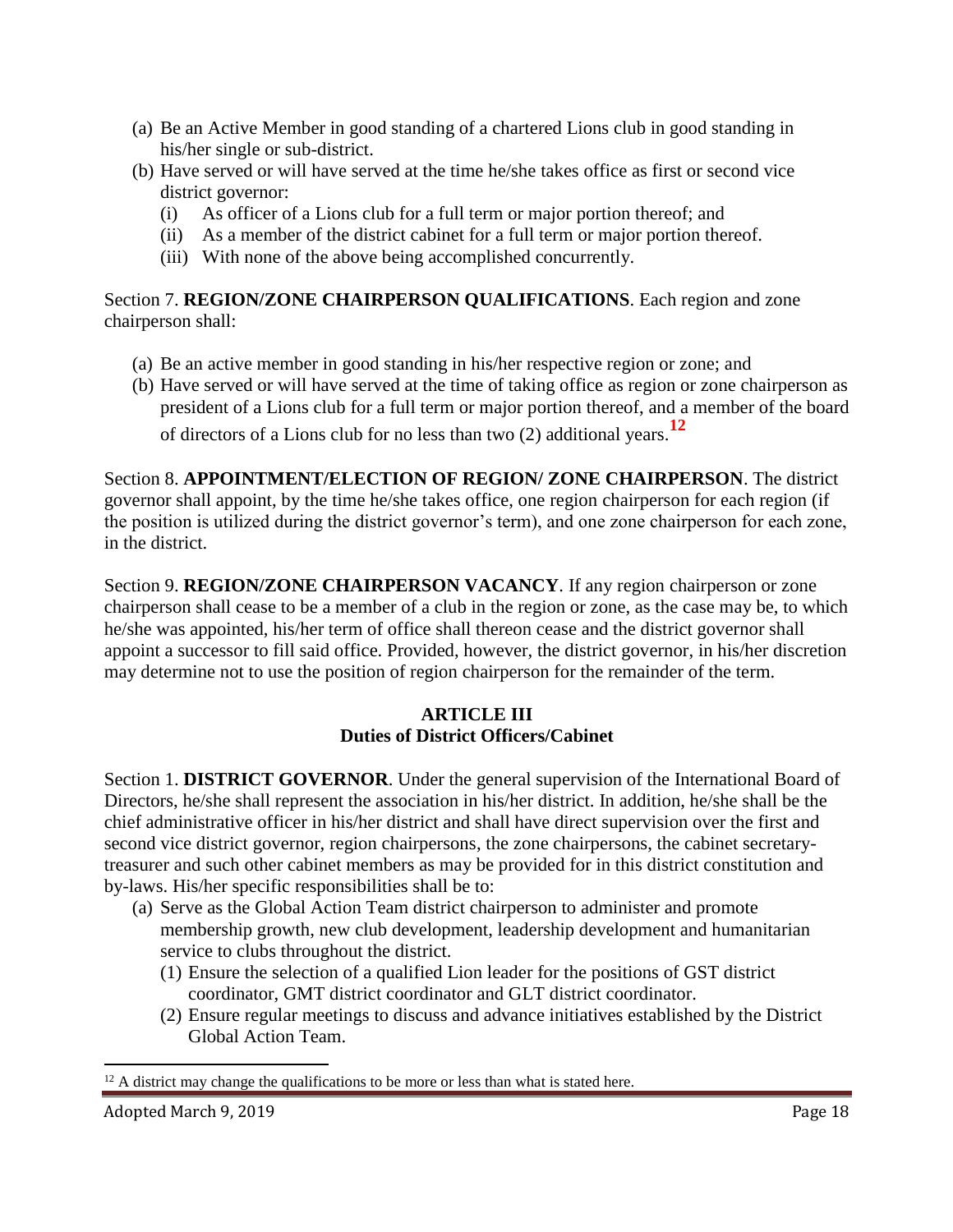(a) Be an Active Member in good standing of a chartered Lions club in good standing in his/her single or sub-district.
(b) Have served or will have served at the time he/she takes office as first or second vice district governor:
   (i) As officer of a Lions club for a full term or major portion thereof; and
   (ii) As a member of the district cabinet for a full term or major portion thereof.
   (iii) With none of the above being accomplished concurrently.

Section 7. **REGION/ZONE CHAIRPERSON QUALIFICATIONS**. Each region and zone chairperson shall:

(a) Be an active member in good standing in his/her respective region or zone; and
(b) Have served or will have served at the time of taking office as region or zone chairperson as president of a Lions club for a full term or major portion thereof, and a member of the board of directors of a Lions club for no less than two (2) additional years.[12]

Section 8. **APPOINTMENT/ELECTION OF REGION/ ZONE CHAIRPERSON**. The district governor shall appoint, by the time he/she takes office, one region chairperson for each region (if the position is utilized during the district governor's term), and one zone chairperson for each zone, in the district.

Section 9. **REGION/ZONE CHAIRPERSON VACANCY**. If any region chairperson or zone chairperson shall cease to be a member of a club in the region or zone, as the case may be, to which he/she was appointed, his/her term of office shall thereon cease and the district governor shall appoint a successor to fill said office. Provided, however, the district governor, in his/her discretion may determine not to use the position of region chairperson for the remainder of the term.

## ARTICLE III
## Duties of District Officers/Cabinet

Section 1. **DISTRICT GOVERNOR**. Under the general supervision of the International Board of Directors, he/she shall represent the association in his/her district. In addition, he/she shall be the chief administrative officer in his/her district and shall have direct supervision over the first and second vice district governor, region chairpersons, the zone chairpersons, the cabinet secretary-treasurer and such other cabinet members as may be provided for in this district constitution and by-laws. His/her specific responsibilities shall be to:

(a) Serve as the Global Action Team district chairperson to administer and promote membership growth, new club development, leadership development and humanitarian service to clubs throughout the district.
   (1) Ensure the selection of a qualified Lion leader for the positions of GST district coordinator, GMT district coordinator and GLT district coordinator.
   (2) Ensure regular meetings to discuss and advance initiatives established by the District Global Action Team.

[12] A district may change the qualifications to be more or less than what is stated here.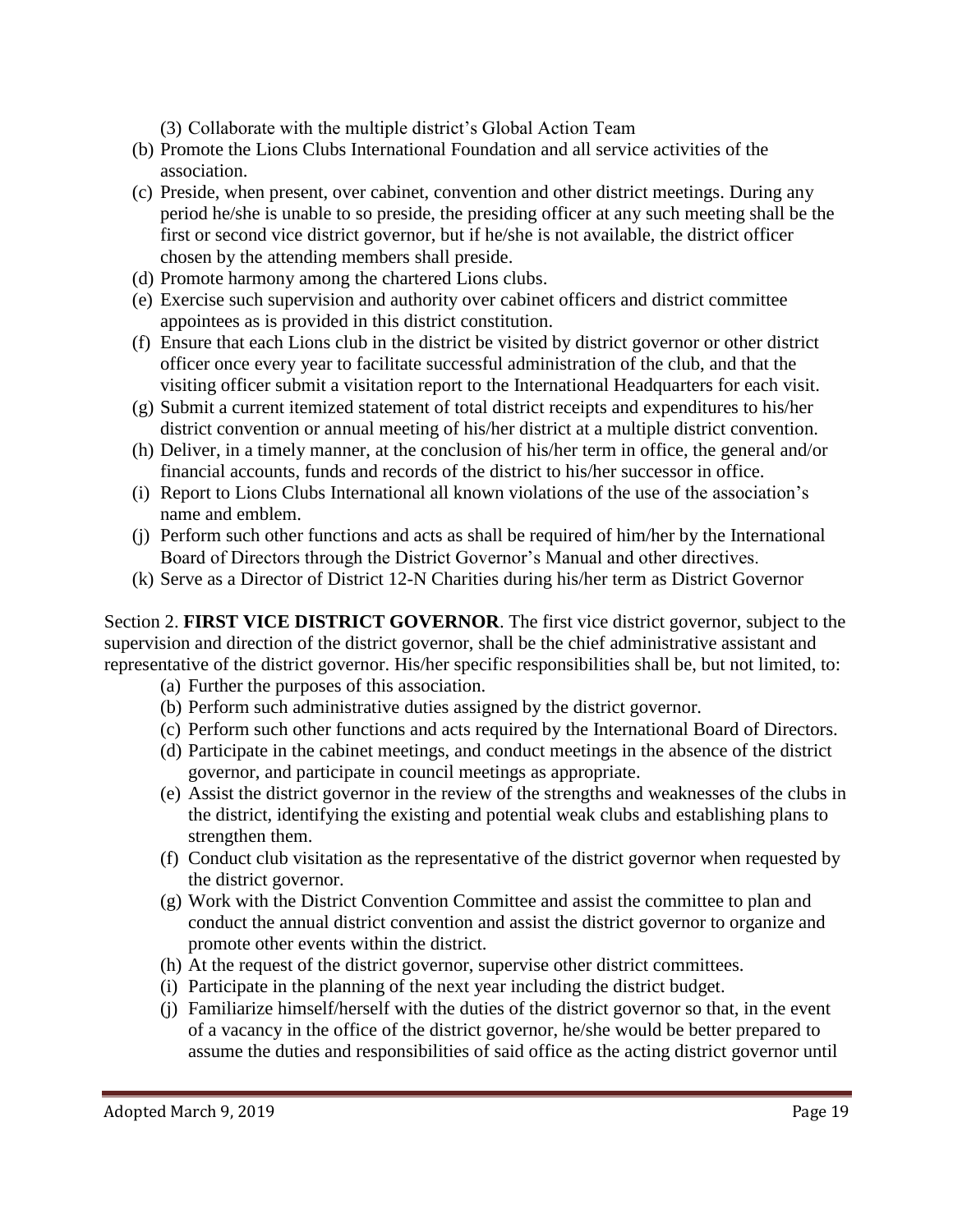(3) Collaborate with the multiple district's Global Action Team

(b) Promote the Lions Clubs International Foundation and all service activities of the association.

(c) Preside, when present, over cabinet, convention and other district meetings. During any period he/she is unable to so preside, the presiding officer at any such meeting shall be the first or second vice district governor, but if he/she is not available, the district officer chosen by the attending members shall preside.

(d) Promote harmony among the chartered Lions clubs.

(e) Exercise such supervision and authority over cabinet officers and district committee appointees as is provided in this district constitution.

(f) Ensure that each Lions club in the district be visited by district governor or other district officer once every year to facilitate successful administration of the club, and that the visiting officer submit a visitation report to the International Headquarters for each visit.

(g) Submit a current itemized statement of total district receipts and expenditures to his/her district convention or annual meeting of his/her district at a multiple district convention.

(h) Deliver, in a timely manner, at the conclusion of his/her term in office, the general and/or financial accounts, funds and records of the district to his/her successor in office.

(i) Report to Lions Clubs International all known violations of the use of the association's name and emblem.

(j) Perform such other functions and acts as shall be required of him/her by the International Board of Directors through the District Governor's Manual and other directives.

(k) Serve as a Director of District 12-N Charities during his/her term as District Governor

Section 2. **FIRST VICE DISTRICT GOVERNOR**. The first vice district governor, subject to the supervision and direction of the district governor, shall be the chief administrative assistant and representative of the district governor. His/her specific responsibilities shall be, but not limited, to:

(a) Further the purposes of this association.

(b) Perform such administrative duties assigned by the district governor.

(c) Perform such other functions and acts required by the International Board of Directors.

(d) Participate in the cabinet meetings, and conduct meetings in the absence of the district governor, and participate in council meetings as appropriate.

(e) Assist the district governor in the review of the strengths and weaknesses of the clubs in the district, identifying the existing and potential weak clubs and establishing plans to strengthen them.

(f) Conduct club visitation as the representative of the district governor when requested by the district governor.

(g) Work with the District Convention Committee and assist the committee to plan and conduct the annual district convention and assist the district governor to organize and promote other events within the district.

(h) At the request of the district governor, supervise other district committees.

(i) Participate in the planning of the next year including the district budget.

(j) Familiarize himself/herself with the duties of the district governor so that, in the event of a vacancy in the office of the district governor, he/she would be better prepared to assume the duties and responsibilities of said office as the acting district governor until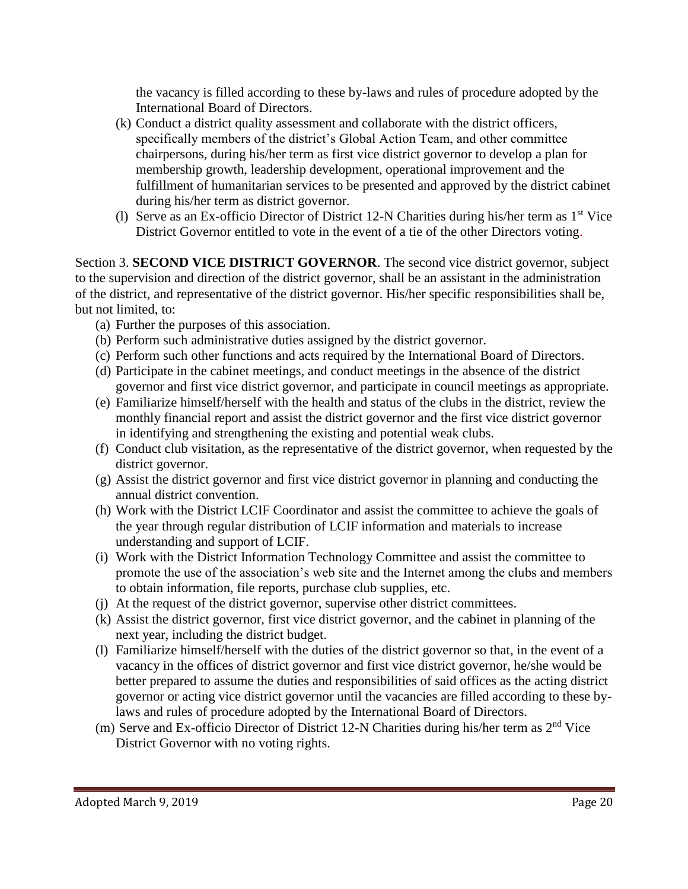the vacancy is filled according to these by-laws and rules of procedure adopted by the International Board of Directors.

(k) Conduct a district quality assessment and collaborate with the district officers, specifically members of the district's Global Action Team, and other committee chairpersons, during his/her term as first vice district governor to develop a plan for membership growth, leadership development, operational improvement and the fulfillment of humanitarian services to be presented and approved by the district cabinet during his/her term as district governor.

(l) Serve as an Ex-officio Director of District 12-N Charities during his/her term as 1st Vice District Governor entitled to vote in the event of a tie of the other Directors voting.

Section 3. **SECOND VICE DISTRICT GOVERNOR**. The second vice district governor, subject to the supervision and direction of the district governor, shall be an assistant in the administration of the district, and representative of the district governor. His/her specific responsibilities shall be, but not limited, to:

(a) Further the purposes of this association.

(b) Perform such administrative duties assigned by the district governor.

(c) Perform such other functions and acts required by the International Board of Directors.

(d) Participate in the cabinet meetings, and conduct meetings in the absence of the district governor and first vice district governor, and participate in council meetings as appropriate.

(e) Familiarize himself/herself with the health and status of the clubs in the district, review the monthly financial report and assist the district governor and the first vice district governor in identifying and strengthening the existing and potential weak clubs.

(f) Conduct club visitation, as the representative of the district governor, when requested by the district governor.

(g) Assist the district governor and first vice district governor in planning and conducting the annual district convention.

(h) Work with the District LCIF Coordinator and assist the committee to achieve the goals of the year through regular distribution of LCIF information and materials to increase understanding and support of LCIF.

(i) Work with the District Information Technology Committee and assist the committee to promote the use of the association's web site and the Internet among the clubs and members to obtain information, file reports, purchase club supplies, etc.

(j) At the request of the district governor, supervise other district committees.

(k) Assist the district governor, first vice district governor, and the cabinet in planning of the next year, including the district budget.

(l) Familiarize himself/herself with the duties of the district governor so that, in the event of a vacancy in the offices of district governor and first vice district governor, he/she would be better prepared to assume the duties and responsibilities of said offices as the acting district governor or acting vice district governor until the vacancies are filled according to these by-laws and rules of procedure adopted by the International Board of Directors.

(m) Serve and Ex-officio Director of District 12-N Charities during his/her term as 2nd Vice District Governor with no voting rights.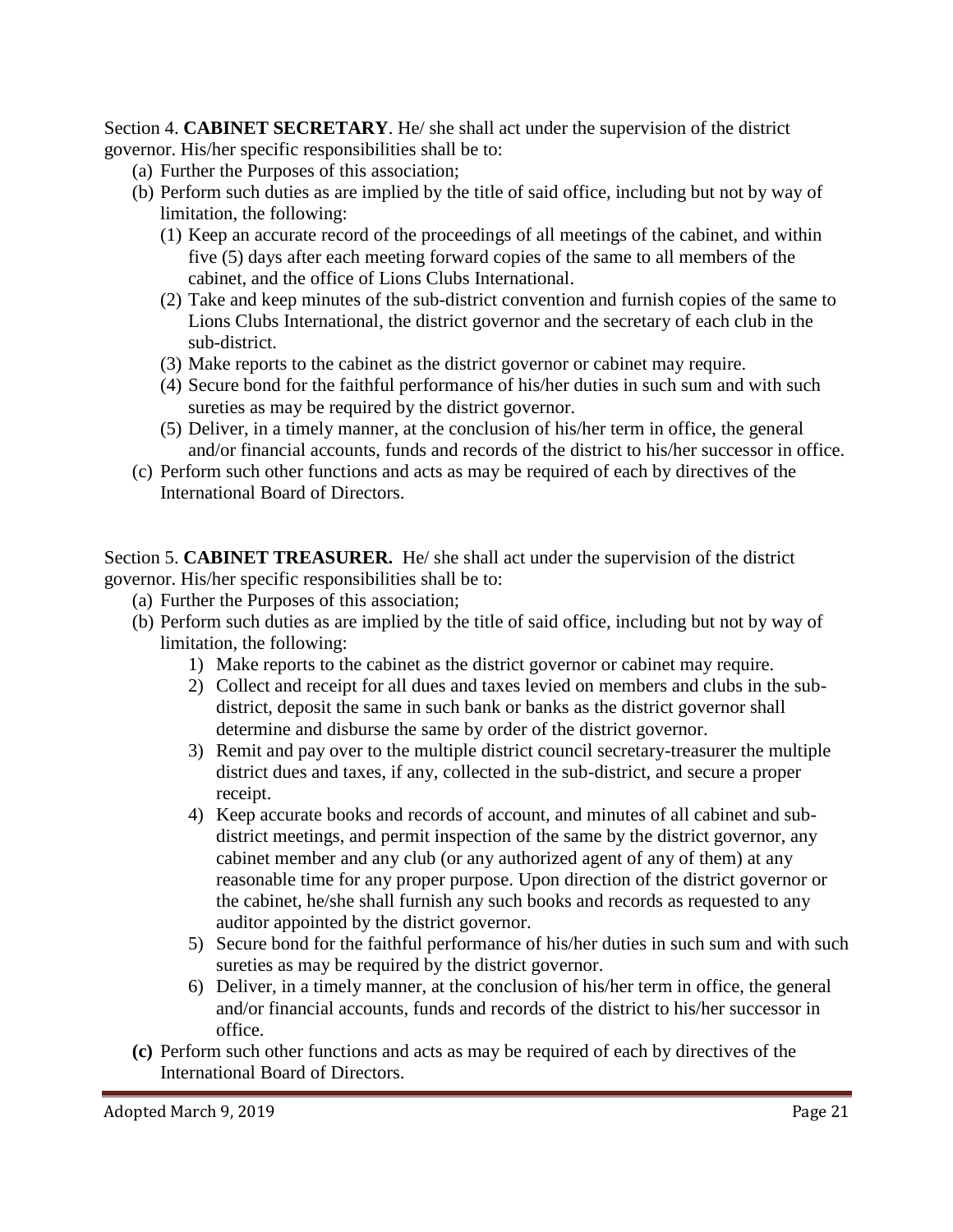Section 4. **CABINET SECRETARY**. He/ she shall act under the supervision of the district governor. His/her specific responsibilities shall be to:

(a) Further the Purposes of this association;
(b) Perform such duties as are implied by the title of said office, including but not by way of limitation, the following:
    (1) Keep an accurate record of the proceedings of all meetings of the cabinet, and within five (5) days after each meeting forward copies of the same to all members of the cabinet, and the office of Lions Clubs International.
    (2) Take and keep minutes of the sub-district convention and furnish copies of the same to Lions Clubs International, the district governor and the secretary of each club in the sub-district.
    (3) Make reports to the cabinet as the district governor or cabinet may require.
    (4) Secure bond for the faithful performance of his/her duties in such sum and with such sureties as may be required by the district governor.
    (5) Deliver, in a timely manner, at the conclusion of his/her term in office, the general and/or financial accounts, funds and records of the district to his/her successor in office.
(c) Perform such other functions and acts as may be required of each by directives of the International Board of Directors.

Section 5. **CABINET TREASURER.** He/ she shall act under the supervision of the district governor. His/her specific responsibilities shall be to:

(a) Further the Purposes of this association;
(b) Perform such duties as are implied by the title of said office, including but not by way of limitation, the following:
    1) Make reports to the cabinet as the district governor or cabinet may require.
    2) Collect and receipt for all dues and taxes levied on members and clubs in the sub-district, deposit the same in such bank or banks as the district governor shall determine and disburse the same by order of the district governor.
    3) Remit and pay over to the multiple district council secretary-treasurer the multiple district dues and taxes, if any, collected in the sub-district, and secure a proper receipt.
    4) Keep accurate books and records of account, and minutes of all cabinet and sub-district meetings, and permit inspection of the same by the district governor, any cabinet member and any club (or any authorized agent of any of them) at any reasonable time for any proper purpose. Upon direction of the district governor or the cabinet, he/she shall furnish any such books and records as requested to any auditor appointed by the district governor.
    5) Secure bond for the faithful performance of his/her duties in such sum and with such sureties as may be required by the district governor.
    6) Deliver, in a timely manner, at the conclusion of his/her term in office, the general and/or financial accounts, funds and records of the district to his/her successor in office.
**(c)** Perform such other functions and acts as may be required of each by directives of the International Board of Directors.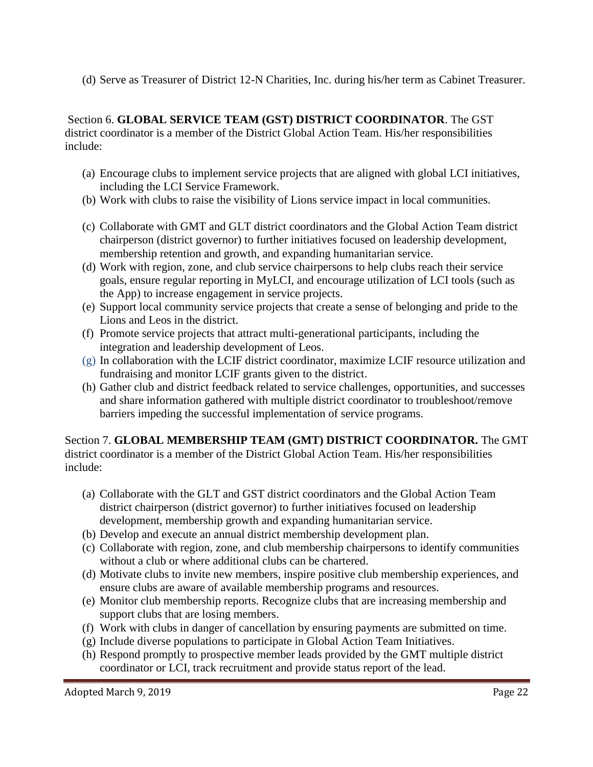(d) Serve as Treasurer of District 12-N Charities, Inc. during his/her term as Cabinet Treasurer.

Section 6. **GLOBAL SERVICE TEAM (GST) DISTRICT COORDINATOR**. The GST district coordinator is a member of the District Global Action Team. His/her responsibilities include:

(a) Encourage clubs to implement service projects that are aligned with global LCI initiatives, including the LCI Service Framework.
(b) Work with clubs to raise the visibility of Lions service impact in local communities.
(c) Collaborate with GMT and GLT district coordinators and the Global Action Team district chairperson (district governor) to further initiatives focused on leadership development, membership retention and growth, and expanding humanitarian service.
(d) Work with region, zone, and club service chairpersons to help clubs reach their service goals, ensure regular reporting in MyLCI, and encourage utilization of LCI tools (such as the App) to increase engagement in service projects.
(e) Support local community service projects that create a sense of belonging and pride to the Lions and Leos in the district.
(f) Promote service projects that attract multi-generational participants, including the integration and leadership development of Leos.
(g) In collaboration with the LCIF district coordinator, maximize LCIF resource utilization and fundraising and monitor LCIF grants given to the district.
(h) Gather club and district feedback related to service challenges, opportunities, and successes and share information gathered with multiple district coordinator to troubleshoot/remove barriers impeding the successful implementation of service programs.

Section 7. **GLOBAL MEMBERSHIP TEAM (GMT) DISTRICT COORDINATOR.** The GMT district coordinator is a member of the District Global Action Team. His/her responsibilities include:

(a) Collaborate with the GLT and GST district coordinators and the Global Action Team district chairperson (district governor) to further initiatives focused on leadership development, membership growth and expanding humanitarian service.
(b) Develop and execute an annual district membership development plan.
(c) Collaborate with region, zone, and club membership chairpersons to identify communities without a club or where additional clubs can be chartered.
(d) Motivate clubs to invite new members, inspire positive club membership experiences, and ensure clubs are aware of available membership programs and resources.
(e) Monitor club membership reports. Recognize clubs that are increasing membership and support clubs that are losing members.
(f) Work with clubs in danger of cancellation by ensuring payments are submitted on time.
(g) Include diverse populations to participate in Global Action Team Initiatives.
(h) Respond promptly to prospective member leads provided by the GMT multiple district coordinator or LCI, track recruitment and provide status report of the lead.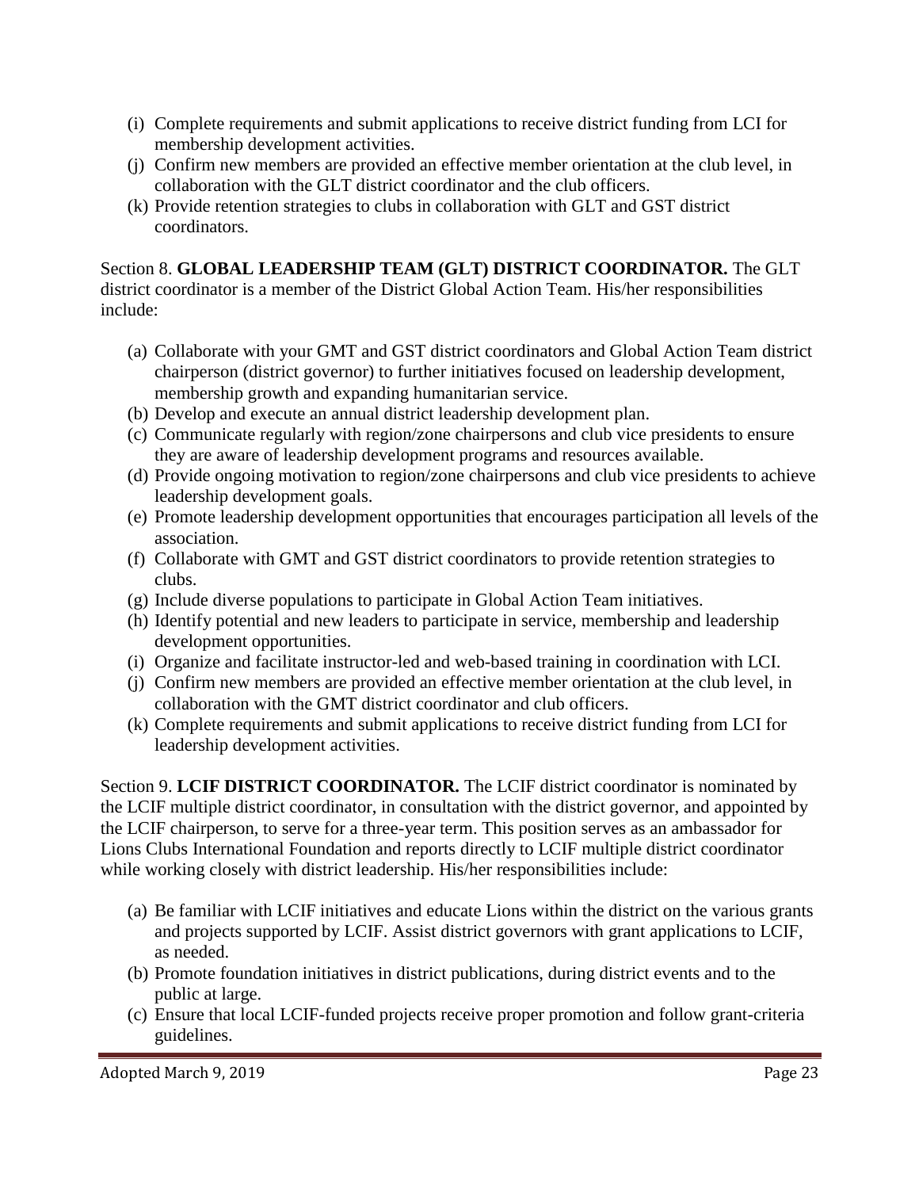(i) Complete requirements and submit applications to receive district funding from LCI for membership development activities.
(j) Confirm new members are provided an effective member orientation at the club level, in collaboration with the GLT district coordinator and the club officers.
(k) Provide retention strategies to clubs in collaboration with GLT and GST district coordinators.

Section 8. **GLOBAL LEADERSHIP TEAM (GLT) DISTRICT COORDINATOR.** The GLT district coordinator is a member of the District Global Action Team. His/her responsibilities include:

(a) Collaborate with your GMT and GST district coordinators and Global Action Team district chairperson (district governor) to further initiatives focused on leadership development, membership growth and expanding humanitarian service.
(b) Develop and execute an annual district leadership development plan.
(c) Communicate regularly with region/zone chairpersons and club vice presidents to ensure they are aware of leadership development programs and resources available.
(d) Provide ongoing motivation to region/zone chairpersons and club vice presidents to achieve leadership development goals.
(e) Promote leadership development opportunities that encourages participation all levels of the association.
(f) Collaborate with GMT and GST district coordinators to provide retention strategies to clubs.
(g) Include diverse populations to participate in Global Action Team initiatives.
(h) Identify potential and new leaders to participate in service, membership and leadership development opportunities.
(i) Organize and facilitate instructor-led and web-based training in coordination with LCI.
(j) Confirm new members are provided an effective member orientation at the club level, in collaboration with the GMT district coordinator and club officers.
(k) Complete requirements and submit applications to receive district funding from LCI for leadership development activities.

Section 9. **LCIF DISTRICT COORDINATOR.** The LCIF district coordinator is nominated by the LCIF multiple district coordinator, in consultation with the district governor, and appointed by the LCIF chairperson, to serve for a three-year term. This position serves as an ambassador for Lions Clubs International Foundation and reports directly to LCIF multiple district coordinator while working closely with district leadership. His/her responsibilities include:

(a) Be familiar with LCIF initiatives and educate Lions within the district on the various grants and projects supported by LCIF. Assist district governors with grant applications to LCIF, as needed.
(b) Promote foundation initiatives in district publications, during district events and to the public at large.
(c) Ensure that local LCIF-funded projects receive proper promotion and follow grant-criteria guidelines.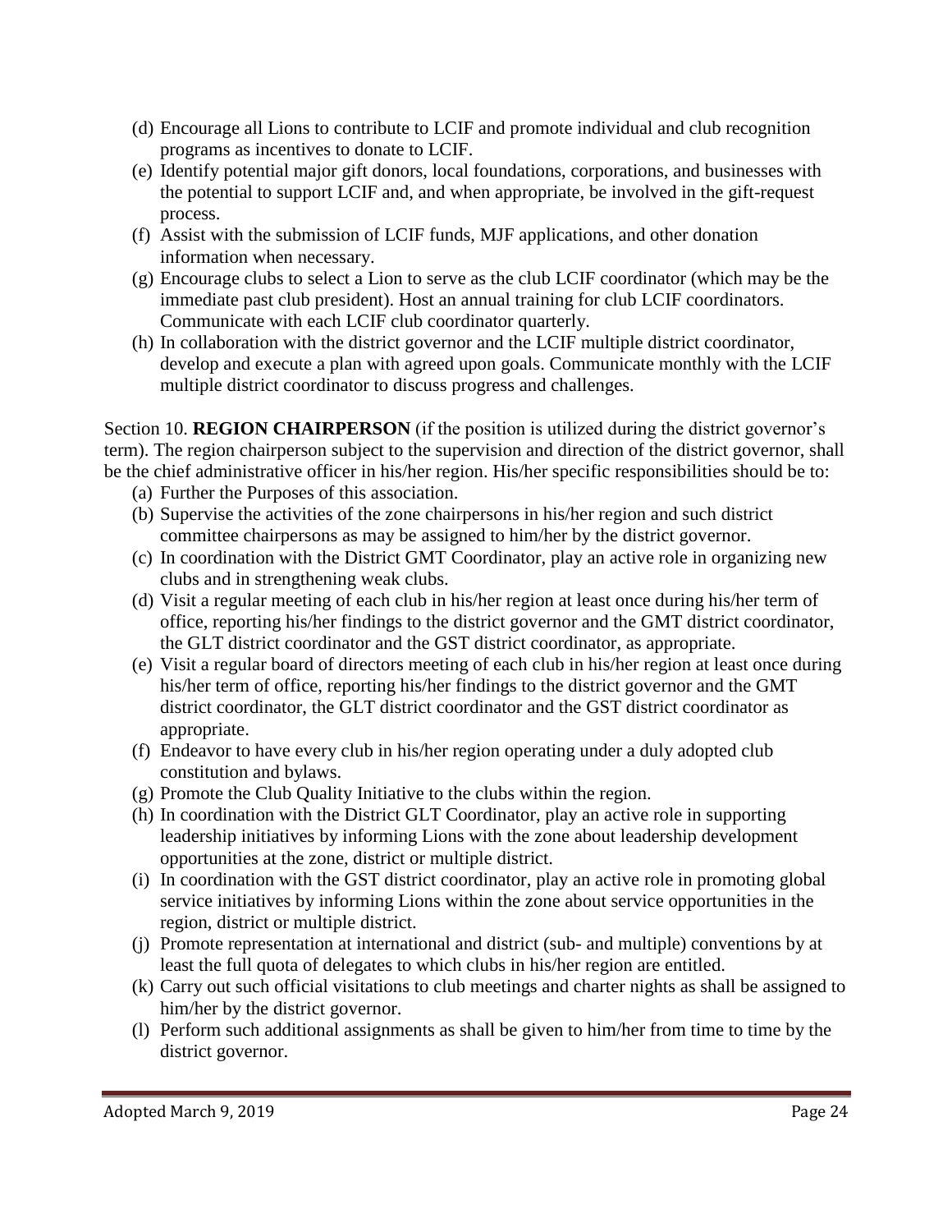(d) Encourage all Lions to contribute to LCIF and promote individual and club recognition programs as incentives to donate to LCIF.

(e) Identify potential major gift donors, local foundations, corporations, and businesses with the potential to support LCIF and, and when appropriate, be involved in the gift-request process.

(f) Assist with the submission of LCIF funds, MJF applications, and other donation information when necessary.

(g) Encourage clubs to select a Lion to serve as the club LCIF coordinator (which may be the immediate past club president). Host an annual training for club LCIF coordinators. Communicate with each LCIF club coordinator quarterly.

(h) In collaboration with the district governor and the LCIF multiple district coordinator, develop and execute a plan with agreed upon goals. Communicate monthly with the LCIF multiple district coordinator to discuss progress and challenges.

Section 10. **REGION CHAIRPERSON** (if the position is utilized during the district governor's term). The region chairperson subject to the supervision and direction of the district governor, shall be the chief administrative officer in his/her region. His/her specific responsibilities should be to:

(a) Further the Purposes of this association.

(b) Supervise the activities of the zone chairpersons in his/her region and such district committee chairpersons as may be assigned to him/her by the district governor.

(c) In coordination with the District GMT Coordinator, play an active role in organizing new clubs and in strengthening weak clubs.

(d) Visit a regular meeting of each club in his/her region at least once during his/her term of office, reporting his/her findings to the district governor and the GMT district coordinator, the GLT district coordinator and the GST district coordinator, as appropriate.

(e) Visit a regular board of directors meeting of each club in his/her region at least once during his/her term of office, reporting his/her findings to the district governor and the GMT district coordinator, the GLT district coordinator and the GST district coordinator as appropriate.

(f) Endeavor to have every club in his/her region operating under a duly adopted club constitution and bylaws.

(g) Promote the Club Quality Initiative to the clubs within the region.

(h) In coordination with the District GLT Coordinator, play an active role in supporting leadership initiatives by informing Lions with the zone about leadership development opportunities at the zone, district or multiple district.

(i) In coordination with the GST district coordinator, play an active role in promoting global service initiatives by informing Lions within the zone about service opportunities in the region, district or multiple district.

(j) Promote representation at international and district (sub- and multiple) conventions by at least the full quota of delegates to which clubs in his/her region are entitled.

(k) Carry out such official visitations to club meetings and charter nights as shall be assigned to him/her by the district governor.

(l) Perform such additional assignments as shall be given to him/her from time to time by the district governor.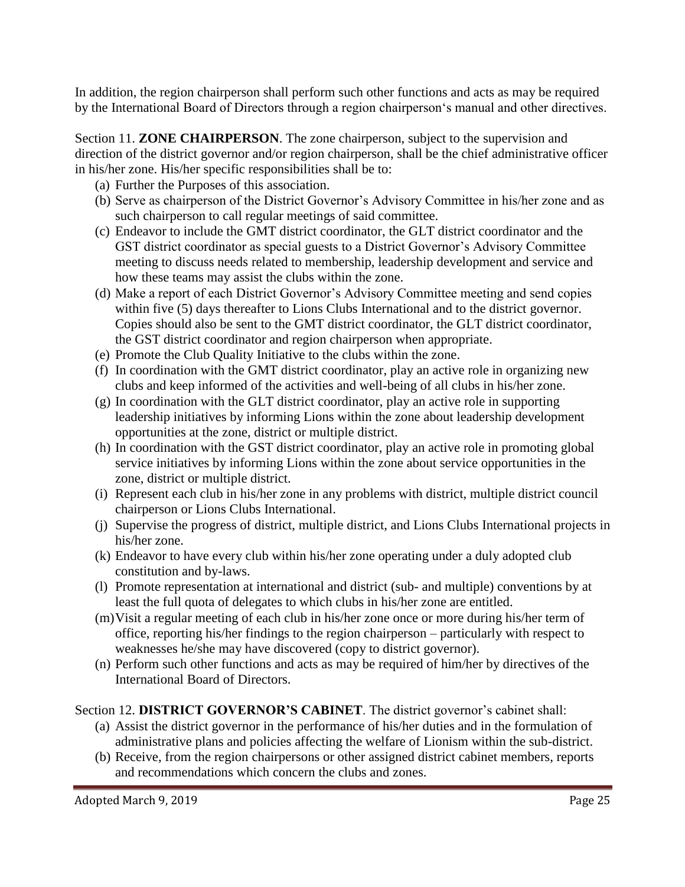In addition, the region chairperson shall perform such other functions and acts as may be required by the International Board of Directors through a region chairperson's manual and other directives.

Section 11. **ZONE CHAIRPERSON**. The zone chairperson, subject to the supervision and direction of the district governor and/or region chairperson, shall be the chief administrative officer in his/her zone. His/her specific responsibilities shall be to:

(a) Further the Purposes of this association.
(b) Serve as chairperson of the District Governor's Advisory Committee in his/her zone and as such chairperson to call regular meetings of said committee.
(c) Endeavor to include the GMT district coordinator, the GLT district coordinator and the GST district coordinator as special guests to a District Governor's Advisory Committee meeting to discuss needs related to membership, leadership development and service and how these teams may assist the clubs within the zone.
(d) Make a report of each District Governor's Advisory Committee meeting and send copies within five (5) days thereafter to Lions Clubs International and to the district governor. Copies should also be sent to the GMT district coordinator, the GLT district coordinator, the GST district coordinator and region chairperson when appropriate.
(e) Promote the Club Quality Initiative to the clubs within the zone.
(f) In coordination with the GMT district coordinator, play an active role in organizing new clubs and keep informed of the activities and well-being of all clubs in his/her zone.
(g) In coordination with the GLT district coordinator, play an active role in supporting leadership initiatives by informing Lions within the zone about leadership development opportunities at the zone, district or multiple district.
(h) In coordination with the GST district coordinator, play an active role in promoting global service initiatives by informing Lions within the zone about service opportunities in the zone, district or multiple district.
(i) Represent each club in his/her zone in any problems with district, multiple district council chairperson or Lions Clubs International.
(j) Supervise the progress of district, multiple district, and Lions Clubs International projects in his/her zone.
(k) Endeavor to have every club within his/her zone operating under a duly adopted club constitution and by-laws.
(l) Promote representation at international and district (sub- and multiple) conventions by at least the full quota of delegates to which clubs in his/her zone are entitled.
(m) Visit a regular meeting of each club in his/her zone once or more during his/her term of office, reporting his/her findings to the region chairperson – particularly with respect to weaknesses he/she may have discovered (copy to district governor).
(n) Perform such other functions and acts as may be required of him/her by directives of the International Board of Directors.

Section 12. **DISTRICT GOVERNOR'S CABINET**. The district governor's cabinet shall:

(a) Assist the district governor in the performance of his/her duties and in the formulation of administrative plans and policies affecting the welfare of Lionism within the sub-district.
(b) Receive, from the region chairpersons or other assigned district cabinet members, reports and recommendations which concern the clubs and zones.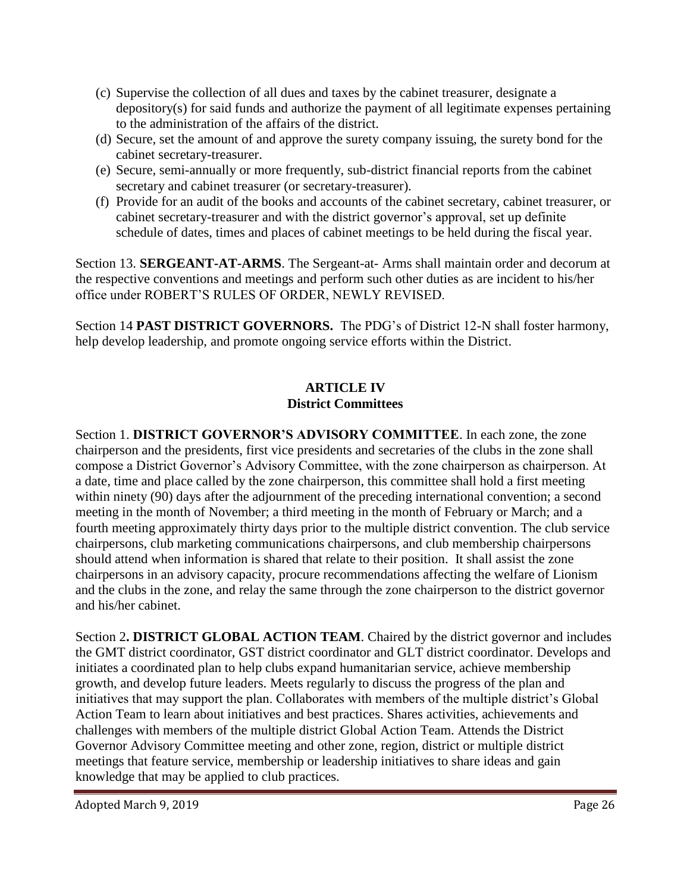(c) Supervise the collection of all dues and taxes by the cabinet treasurer, designate a depository(s) for said funds and authorize the payment of all legitimate expenses pertaining to the administration of the affairs of the district.

(d) Secure, set the amount of and approve the surety company issuing, the surety bond for the cabinet secretary-treasurer.

(e) Secure, semi-annually or more frequently, sub-district financial reports from the cabinet secretary and cabinet treasurer (or secretary-treasurer).

(f) Provide for an audit of the books and accounts of the cabinet secretary, cabinet treasurer, or cabinet secretary-treasurer and with the district governor's approval, set up definite schedule of dates, times and places of cabinet meetings to be held during the fiscal year.

Section 13. **SERGEANT-AT-ARMS**. The Sergeant-at- Arms shall maintain order and decorum at the respective conventions and meetings and perform such other duties as are incident to his/her office under ROBERT'S RULES OF ORDER, NEWLY REVISED.

Section 14 **PAST DISTRICT GOVERNORS.** The PDG's of District 12-N shall foster harmony, help develop leadership, and promote ongoing service efforts within the District.

## ARTICLE IV
## District Committees

Section 1. **DISTRICT GOVERNOR'S ADVISORY COMMITTEE**. In each zone, the zone chairperson and the presidents, first vice presidents and secretaries of the clubs in the zone shall compose a District Governor's Advisory Committee, with the zone chairperson as chairperson. At a date, time and place called by the zone chairperson, this committee shall hold a first meeting within ninety (90) days after the adjournment of the preceding international convention; a second meeting in the month of November; a third meeting in the month of February or March; and a fourth meeting approximately thirty days prior to the multiple district convention. The club service chairpersons, club marketing communications chairpersons, and club membership chairpersons should attend when information is shared that relate to their position. It shall assist the zone chairpersons in an advisory capacity, procure recommendations affecting the welfare of Lionism and the clubs in the zone, and relay the same through the zone chairperson to the district governor and his/her cabinet.

Section 2**. DISTRICT GLOBAL ACTION TEAM**. Chaired by the district governor and includes the GMT district coordinator, GST district coordinator and GLT district coordinator. Develops and initiates a coordinated plan to help clubs expand humanitarian service, achieve membership growth, and develop future leaders. Meets regularly to discuss the progress of the plan and initiatives that may support the plan. Collaborates with members of the multiple district's Global Action Team to learn about initiatives and best practices. Shares activities, achievements and challenges with members of the multiple district Global Action Team. Attends the District Governor Advisory Committee meeting and other zone, region, district or multiple district meetings that feature service, membership or leadership initiatives to share ideas and gain knowledge that may be applied to club practices.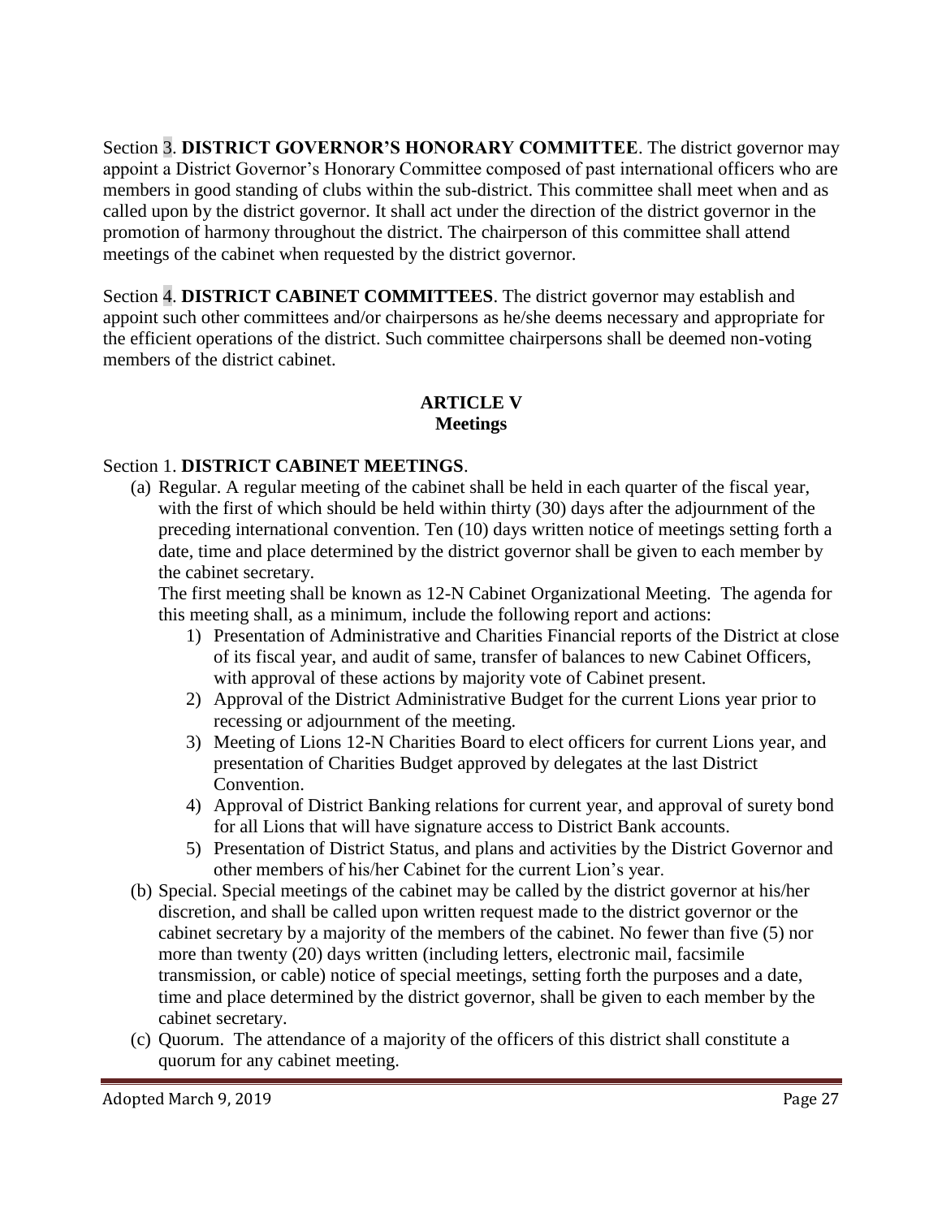Section 3. **DISTRICT GOVERNOR'S HONORARY COMMITTEE**. The district governor may appoint a District Governor's Honorary Committee composed of past international officers who are members in good standing of clubs within the sub-district. This committee shall meet when and as called upon by the district governor. It shall act under the direction of the district governor in the promotion of harmony throughout the district. The chairperson of this committee shall attend meetings of the cabinet when requested by the district governor.

Section 4. **DISTRICT CABINET COMMITTEES**. The district governor may establish and appoint such other committees and/or chairpersons as he/she deems necessary and appropriate for the efficient operations of the district. Such committee chairpersons shall be deemed non-voting members of the district cabinet.

## ARTICLE V
## Meetings

Section 1. **DISTRICT CABINET MEETINGS**.

(a) Regular. A regular meeting of the cabinet shall be held in each quarter of the fiscal year, with the first of which should be held within thirty (30) days after the adjournment of the preceding international convention. Ten (10) days written notice of meetings setting forth a date, time and place determined by the district governor shall be given to each member by the cabinet secretary.

The first meeting shall be known as 12-N Cabinet Organizational Meeting. The agenda for this meeting shall, as a minimum, include the following report and actions:

1) Presentation of Administrative and Charities Financial reports of the District at close of its fiscal year, and audit of same, transfer of balances to new Cabinet Officers, with approval of these actions by majority vote of Cabinet present.
2) Approval of the District Administrative Budget for the current Lions year prior to recessing or adjournment of the meeting.
3) Meeting of Lions 12-N Charities Board to elect officers for current Lions year, and presentation of Charities Budget approved by delegates at the last District Convention.
4) Approval of District Banking relations for current year, and approval of surety bond for all Lions that will have signature access to District Bank accounts.
5) Presentation of District Status, and plans and activities by the District Governor and other members of his/her Cabinet for the current Lion's year.

(b) Special. Special meetings of the cabinet may be called by the district governor at his/her discretion, and shall be called upon written request made to the district governor or the cabinet secretary by a majority of the members of the cabinet. No fewer than five (5) nor more than twenty (20) days written (including letters, electronic mail, facsimile transmission, or cable) notice of special meetings, setting forth the purposes and a date, time and place determined by the district governor, shall be given to each member by the cabinet secretary.

(c) Quorum. The attendance of a majority of the officers of this district shall constitute a quorum for any cabinet meeting.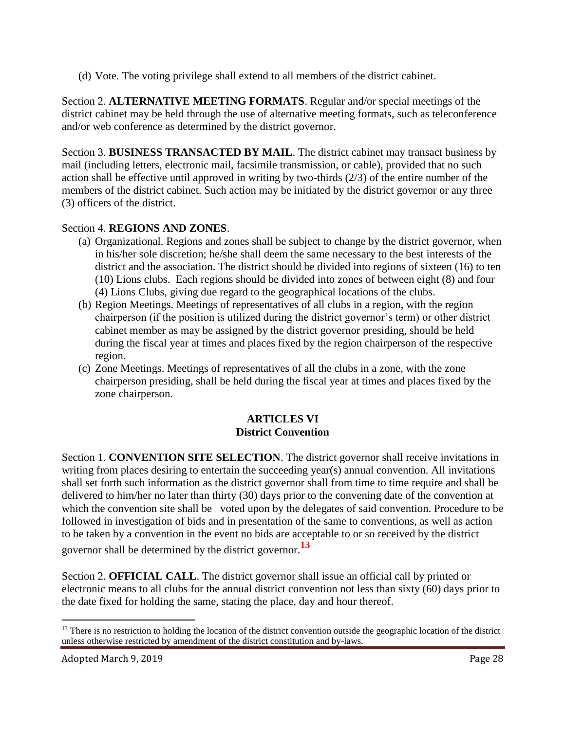(d) Vote. The voting privilege shall extend to all members of the district cabinet.

Section 2. **ALTERNATIVE MEETING FORMATS**. Regular and/or special meetings of the district cabinet may be held through the use of alternative meeting formats, such as teleconference and/or web conference as determined by the district governor.

Section 3. **BUSINESS TRANSACTED BY MAIL**. The district cabinet may transact business by mail (including letters, electronic mail, facsimile transmission, or cable), provided that no such action shall be effective until approved in writing by two-thirds (2/3) of the entire number of the members of the district cabinet. Such action may be initiated by the district governor or any three (3) officers of the district.

Section 4. **REGIONS AND ZONES**.

(a) Organizational. Regions and zones shall be subject to change by the district governor, when in his/her sole discretion; he/she shall deem the same necessary to the best interests of the district and the association. The district should be divided into regions of sixteen (16) to ten (10) Lions clubs. Each regions should be divided into zones of between eight (8) and four (4) Lions Clubs, giving due regard to the geographical locations of the clubs.

(b) Region Meetings. Meetings of representatives of all clubs in a region, with the region chairperson (if the position is utilized during the district governor's term) or other district cabinet member as may be assigned by the district governor presiding, should be held during the fiscal year at times and places fixed by the region chairperson of the respective region.

(c) Zone Meetings. Meetings of representatives of all the clubs in a zone, with the zone chairperson presiding, shall be held during the fiscal year at times and places fixed by the zone chairperson.

## ARTICLES VI
## District Convention

Section 1. **CONVENTION SITE SELECTION**. The district governor shall receive invitations in writing from places desiring to entertain the succeeding year(s) annual convention. All invitations shall set forth such information as the district governor shall from time to time require and shall be delivered to him/her no later than thirty (30) days prior to the convening date of the convention at which the convention site shall be voted upon by the delegates of said convention. Procedure to be followed in investigation of bids and in presentation of the same to conventions, as well as action to be taken by a convention in the event no bids are acceptable to or so received by the district governor shall be determined by the district governor.[13]

Section 2. **OFFICIAL CALL**. The district governor shall issue an official call by printed or electronic means to all clubs for the annual district convention not less than sixty (60) days prior to the date fixed for holding the same, stating the place, day and hour thereof.

---

[13] There is no restriction to holding the location of the district convention outside the geographic location of the district unless otherwise restricted by amendment of the district constitution and by-laws.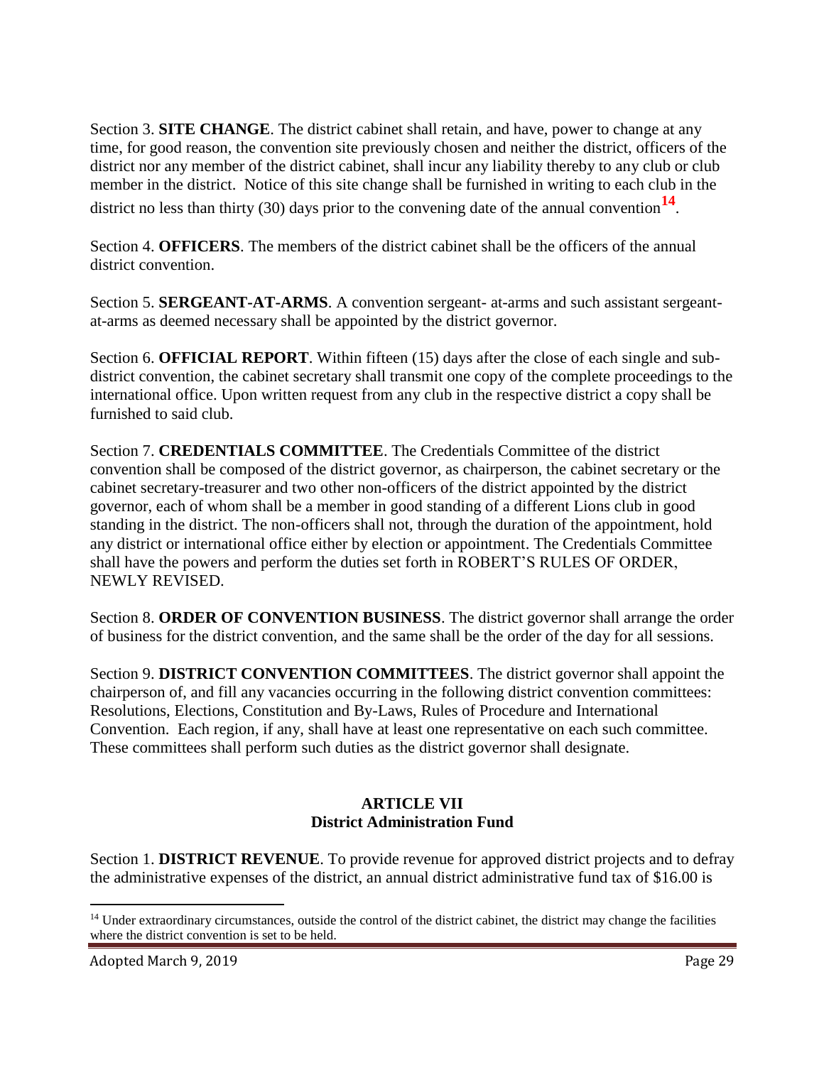Section 3. **SITE CHANGE**. The district cabinet shall retain, and have, power to change at any time, for good reason, the convention site previously chosen and neither the district, officers of the district nor any member of the district cabinet, shall incur any liability thereby to any club or club member in the district. Notice of this site change shall be furnished in writing to each club in the district no less than thirty (30) days prior to the convening date of the annual convention[14].

Section 4. **OFFICERS**. The members of the district cabinet shall be the officers of the annual district convention.

Section 5. **SERGEANT-AT-ARMS**. A convention sergeant- at-arms and such assistant sergeant-at-arms as deemed necessary shall be appointed by the district governor.

Section 6. **OFFICIAL REPORT**. Within fifteen (15) days after the close of each single and sub-district convention, the cabinet secretary shall transmit one copy of the complete proceedings to the international office. Upon written request from any club in the respective district a copy shall be furnished to said club.

Section 7. **CREDENTIALS COMMITTEE**. The Credentials Committee of the district convention shall be composed of the district governor, as chairperson, the cabinet secretary or the cabinet secretary-treasurer and two other non-officers of the district appointed by the district governor, each of whom shall be a member in good standing of a different Lions club in good standing in the district. The non-officers shall not, through the duration of the appointment, hold any district or international office either by election or appointment. The Credentials Committee shall have the powers and perform the duties set forth in ROBERT'S RULES OF ORDER, NEWLY REVISED.

Section 8. **ORDER OF CONVENTION BUSINESS**. The district governor shall arrange the order of business for the district convention, and the same shall be the order of the day for all sessions.

Section 9. **DISTRICT CONVENTION COMMITTEES**. The district governor shall appoint the chairperson of, and fill any vacancies occurring in the following district convention committees: Resolutions, Elections, Constitution and By-Laws, Rules of Procedure and International Convention. Each region, if any, shall have at least one representative on each such committee. These committees shall perform such duties as the district governor shall designate.

## ARTICLE VII
## District Administration Fund

Section 1. **DISTRICT REVENUE**. To provide revenue for approved district projects and to defray the administrative expenses of the district, an annual district administrative fund tax of $16.00 is

[14] Under extraordinary circumstances, outside the control of the district cabinet, the district may change the facilities where the district convention is set to be held.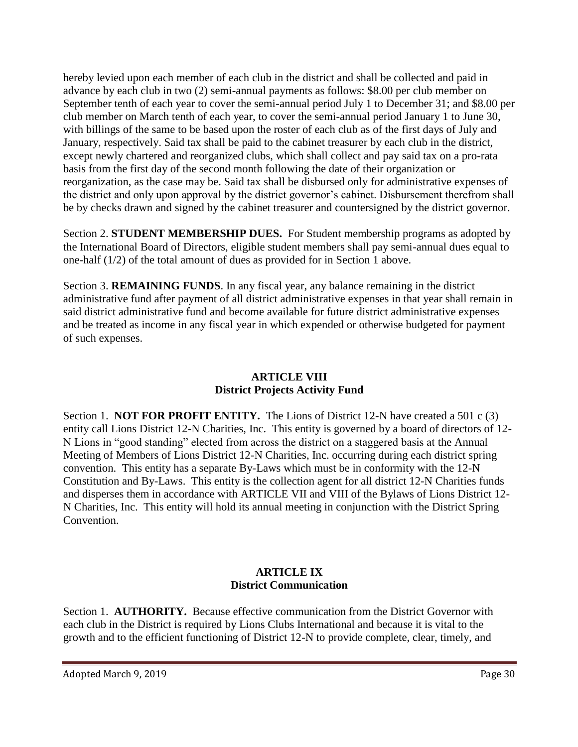hereby levied upon each member of each club in the district and shall be collected and paid in advance by each club in two (2) semi-annual payments as follows: $8.00 per club member on September tenth of each year to cover the semi-annual period July 1 to December 31; and $8.00 per club member on March tenth of each year, to cover the semi-annual period January 1 to June 30, with billings of the same to be based upon the roster of each club as of the first days of July and January, respectively. Said tax shall be paid to the cabinet treasurer by each club in the district, except newly chartered and reorganized clubs, which shall collect and pay said tax on a pro-rata basis from the first day of the second month following the date of their organization or reorganization, as the case may be. Said tax shall be disbursed only for administrative expenses of the district and only upon approval by the district governor's cabinet. Disbursement therefrom shall be by checks drawn and signed by the cabinet treasurer and countersigned by the district governor.

Section 2. **STUDENT MEMBERSHIP DUES.** For Student membership programs as adopted by the International Board of Directors, eligible student members shall pay semi-annual dues equal to one-half (1/2) of the total amount of dues as provided for in Section 1 above.

Section 3. **REMAINING FUNDS**. In any fiscal year, any balance remaining in the district administrative fund after payment of all district administrative expenses in that year shall remain in said district administrative fund and become available for future district administrative expenses and be treated as income in any fiscal year in which expended or otherwise budgeted for payment of such expenses.

## ARTICLE VIII
## District Projects Activity Fund

Section 1. **NOT FOR PROFIT ENTITY.** The Lions of District 12-N have created a 501 c (3) entity call Lions District 12-N Charities, Inc. This entity is governed by a board of directors of 12-N Lions in "good standing" elected from across the district on a staggered basis at the Annual Meeting of Members of Lions District 12-N Charities, Inc. occurring during each district spring convention. This entity has a separate By-Laws which must be in conformity with the 12-N Constitution and By-Laws. This entity is the collection agent for all district 12-N Charities funds and disperses them in accordance with ARTICLE VII and VIII of the Bylaws of Lions District 12-N Charities, Inc. This entity will hold its annual meeting in conjunction with the District Spring Convention.

## ARTICLE IX
## District Communication

Section 1. **AUTHORITY.** Because effective communication from the District Governor with each club in the District is required by Lions Clubs International and because it is vital to the growth and to the efficient functioning of District 12-N to provide complete, clear, timely, and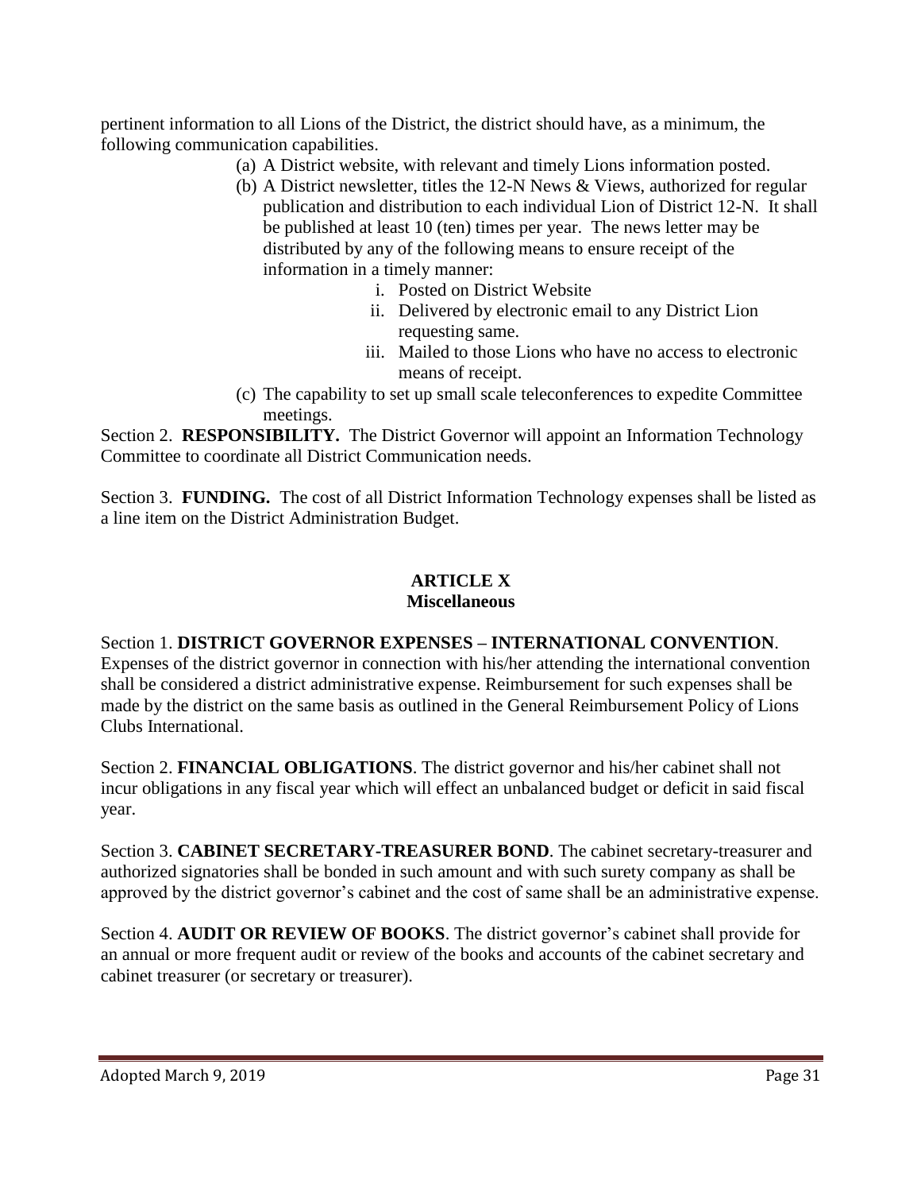pertinent information to all Lions of the District, the district should have, as a minimum, the following communication capabilities.

(a) A District website, with relevant and timely Lions information posted.

(b) A District newsletter, titles the 12-N News & Views, authorized for regular publication and distribution to each individual Lion of District 12-N. It shall be published at least 10 (ten) times per year. The news letter may be distributed by any of the following means to ensure receipt of the information in a timely manner:

   i. Posted on District Website
   ii. Delivered by electronic email to any District Lion requesting same.
   iii. Mailed to those Lions who have no access to electronic means of receipt.

(c) The capability to set up small scale teleconferences to expedite Committee meetings.

Section 2. **RESPONSIBILITY.** The District Governor will appoint an Information Technology Committee to coordinate all District Communication needs.

Section 3. **FUNDING.** The cost of all District Information Technology expenses shall be listed as a line item on the District Administration Budget.

## ARTICLE X
## Miscellaneous

Section 1. **DISTRICT GOVERNOR EXPENSES – INTERNATIONAL CONVENTION**. Expenses of the district governor in connection with his/her attending the international convention shall be considered a district administrative expense. Reimbursement for such expenses shall be made by the district on the same basis as outlined in the General Reimbursement Policy of Lions Clubs International.

Section 2. **FINANCIAL OBLIGATIONS**. The district governor and his/her cabinet shall not incur obligations in any fiscal year which will effect an unbalanced budget or deficit in said fiscal year.

Section 3. **CABINET SECRETARY-TREASURER BOND**. The cabinet secretary-treasurer and authorized signatories shall be bonded in such amount and with such surety company as shall be approved by the district governor's cabinet and the cost of same shall be an administrative expense.

Section 4. **AUDIT OR REVIEW OF BOOKS**. The district governor's cabinet shall provide for an annual or more frequent audit or review of the books and accounts of the cabinet secretary and cabinet treasurer (or secretary or treasurer).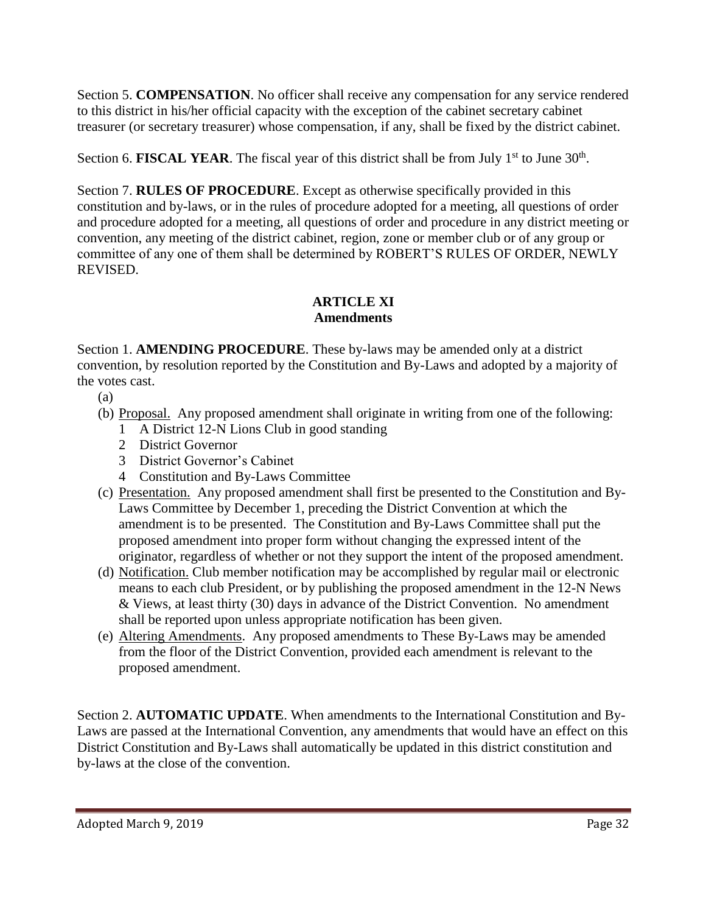Section 5. **COMPENSATION**. No officer shall receive any compensation for any service rendered to this district in his/her official capacity with the exception of the cabinet secretary cabinet treasurer (or secretary treasurer) whose compensation, if any, shall be fixed by the district cabinet.

Section 6. **FISCAL YEAR**. The fiscal year of this district shall be from July 1st to June 30th.

Section 7. **RULES OF PROCEDURE**. Except as otherwise specifically provided in this constitution and by-laws, or in the rules of procedure adopted for a meeting, all questions of order and procedure adopted for a meeting, all questions of order and procedure in any district meeting or convention, any meeting of the district cabinet, region, zone or member club or of any group or committee of any one of them shall be determined by ROBERT'S RULES OF ORDER, NEWLY REVISED.

## ARTICLE XI
## Amendments

Section 1. **AMENDING PROCEDURE**. These by-laws may be amended only at a district convention, by resolution reported by the Constitution and By-Laws and adopted by a majority of the votes cast.

(a)

(b) Proposal. Any proposed amendment shall originate in writing from one of the following:
   1 A District 12-N Lions Club in good standing
   2 District Governor
   3 District Governor's Cabinet
   4 Constitution and By-Laws Committee

(c) Presentation. Any proposed amendment shall first be presented to the Constitution and By-Laws Committee by December 1, preceding the District Convention at which the amendment is to be presented. The Constitution and By-Laws Committee shall put the proposed amendment into proper form without changing the expressed intent of the originator, regardless of whether or not they support the intent of the proposed amendment.

(d) Notification. Club member notification may be accomplished by regular mail or electronic means to each club President, or by publishing the proposed amendment in the 12-N News & Views, at least thirty (30) days in advance of the District Convention. No amendment shall be reported upon unless appropriate notification has been given.

(e) Altering Amendments. Any proposed amendments to These By-Laws may be amended from the floor of the District Convention, provided each amendment is relevant to the proposed amendment.

Section 2. **AUTOMATIC UPDATE**. When amendments to the International Constitution and By-Laws are passed at the International Convention, any amendments that would have an effect on this District Constitution and By-Laws shall automatically be updated in this district constitution and by-laws at the close of the convention.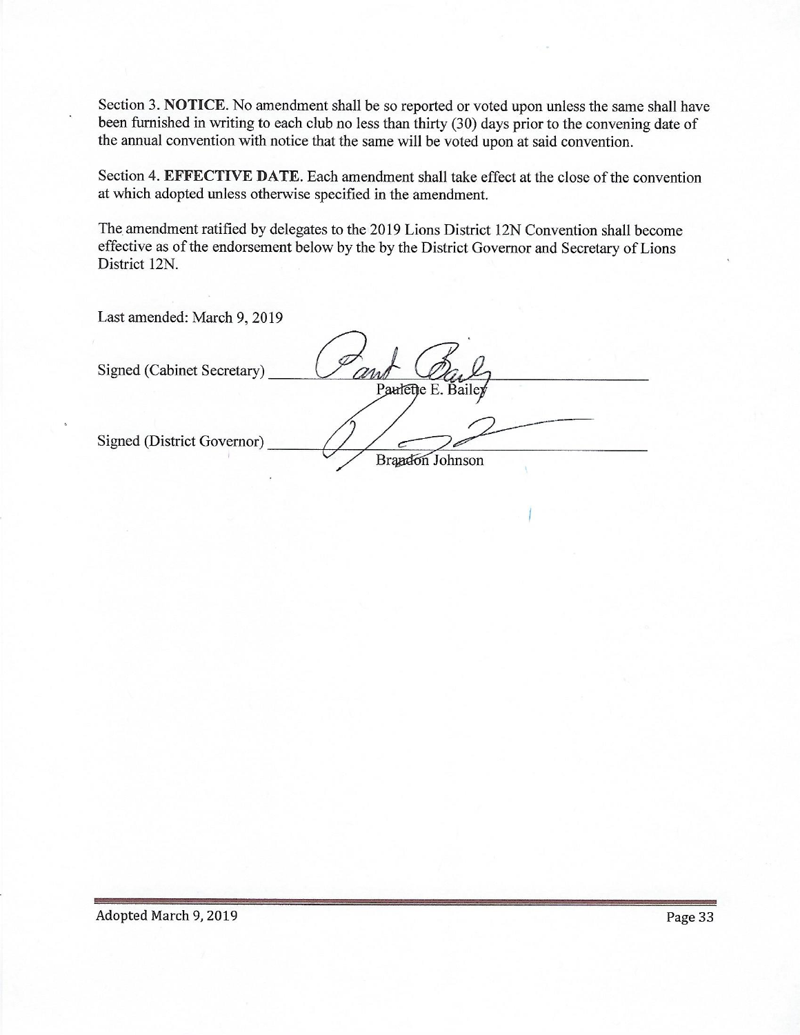Section 3. **NOTICE**. No amendment shall be so reported or voted upon unless the same shall have been furnished in writing to each club no less than thirty (30) days prior to the convening date of the annual convention with notice that the same will be voted upon at said convention.

Section 4. **EFFECTIVE DATE**. Each amendment shall take effect at the close of the convention at which adopted unless otherwise specified in the amendment.

The amendment ratified by delegates to the 2019 Lions District 12N Convention shall become effective as of the endorsement below by the by the District Governor and Secretary of Lions District 12N.

Last amended: March 9, 2019

Signed (Cabinet Secretary) ______________________
Paulette E. Bailey

Signed (District Governor) ______________________
Brandon Johnson

Adopted March 9, 2019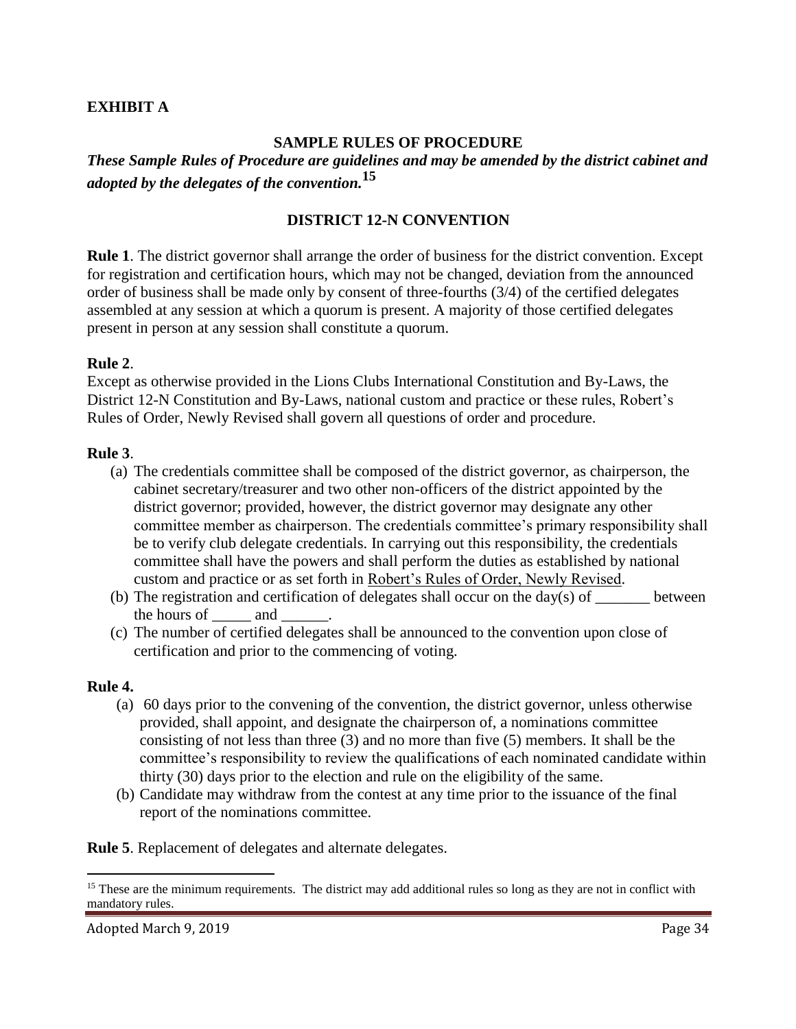**EXHIBIT A**

**SAMPLE RULES OF PROCEDURE**

***These Sample Rules of Procedure are guidelines and may be amended by the district cabinet and adopted by the delegates of the convention.***[15]

**DISTRICT 12-N CONVENTION**

**Rule 1**. The district governor shall arrange the order of business for the district convention. Except for registration and certification hours, which may not be changed, deviation from the announced order of business shall be made only by consent of three-fourths (3/4) of the certified delegates assembled at any session at which a quorum is present. A majority of those certified delegates present in person at any session shall constitute a quorum.

**Rule 2**.

Except as otherwise provided in the Lions Clubs International Constitution and By-Laws, the District 12-N Constitution and By-Laws, national custom and practice or these rules, Robert's Rules of Order, Newly Revised shall govern all questions of order and procedure.

**Rule 3**.

(a) The credentials committee shall be composed of the district governor, as chairperson, the cabinet secretary/treasurer and two other non-officers of the district appointed by the district governor; provided, however, the district governor may designate any other committee member as chairperson. The credentials committee's primary responsibility shall be to verify club delegate credentials. In carrying out this responsibility, the credentials committee shall have the powers and shall perform the duties as established by national custom and practice or as set forth in Robert's Rules of Order, Newly Revised.

(b) The registration and certification of delegates shall occur on the day(s) of _______ between the hours of _____ and ______.

(c) The number of certified delegates shall be announced to the convention upon close of certification and prior to the commencing of voting.

**Rule 4.**

(a) 60 days prior to the convening of the convention, the district governor, unless otherwise provided, shall appoint, and designate the chairperson of, a nominations committee consisting of not less than three (3) and no more than five (5) members. It shall be the committee's responsibility to review the qualifications of each nominated candidate within thirty (30) days prior to the election and rule on the eligibility of the same.

(b) Candidate may withdraw from the contest at any time prior to the issuance of the final report of the nominations committee.

**Rule 5**. Replacement of delegates and alternate delegates.

[15] These are the minimum requirements. The district may add additional rules so long as they are not in conflict with mandatory rules.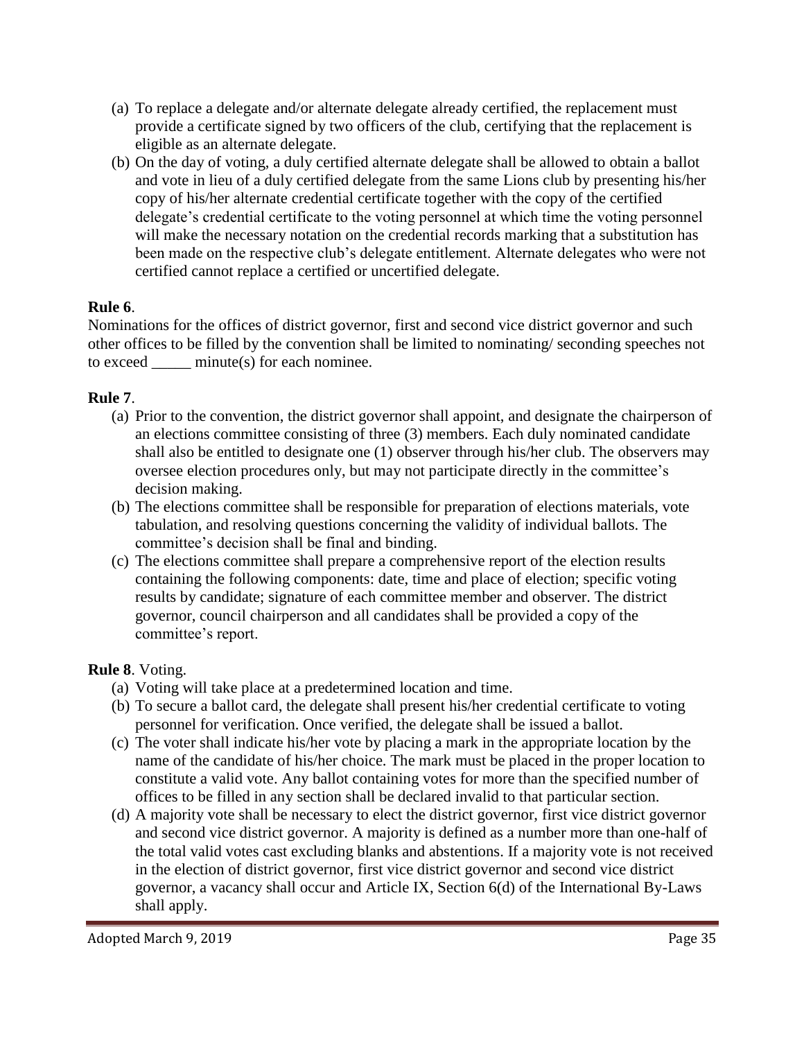(a) To replace a delegate and/or alternate delegate already certified, the replacement must provide a certificate signed by two officers of the club, certifying that the replacement is eligible as an alternate delegate.

(b) On the day of voting, a duly certified alternate delegate shall be allowed to obtain a ballot and vote in lieu of a duly certified delegate from the same Lions club by presenting his/her copy of his/her alternate credential certificate together with the copy of the certified delegate's credential certificate to the voting personnel at which time the voting personnel will make the necessary notation on the credential records marking that a substitution has been made on the respective club's delegate entitlement. Alternate delegates who were not certified cannot replace a certified or uncertified delegate.

**Rule 6**.

Nominations for the offices of district governor, first and second vice district governor and such other offices to be filled by the convention shall be limited to nominating/ seconding speeches not to exceed _____ minute(s) for each nominee.

**Rule 7**.

(a) Prior to the convention, the district governor shall appoint, and designate the chairperson of an elections committee consisting of three (3) members. Each duly nominated candidate shall also be entitled to designate one (1) observer through his/her club. The observers may oversee election procedures only, but may not participate directly in the committee's decision making.

(b) The elections committee shall be responsible for preparation of elections materials, vote tabulation, and resolving questions concerning the validity of individual ballots. The committee's decision shall be final and binding.

(c) The elections committee shall prepare a comprehensive report of the election results containing the following components: date, time and place of election; specific voting results by candidate; signature of each committee member and observer. The district governor, council chairperson and all candidates shall be provided a copy of the committee's report.

**Rule 8**. Voting.

(a) Voting will take place at a predetermined location and time.

(b) To secure a ballot card, the delegate shall present his/her credential certificate to voting personnel for verification. Once verified, the delegate shall be issued a ballot.

(c) The voter shall indicate his/her vote by placing a mark in the appropriate location by the name of the candidate of his/her choice. The mark must be placed in the proper location to constitute a valid vote. Any ballot containing votes for more than the specified number of offices to be filled in any section shall be declared invalid to that particular section.

(d) A majority vote shall be necessary to elect the district governor, first vice district governor and second vice district governor. A majority is defined as a number more than one-half of the total valid votes cast excluding blanks and abstentions. If a majority vote is not received in the election of district governor, first vice district governor and second vice district governor, a vacancy shall occur and Article IX, Section 6(d) of the International By-Laws shall apply.

Adopted March 9, 2019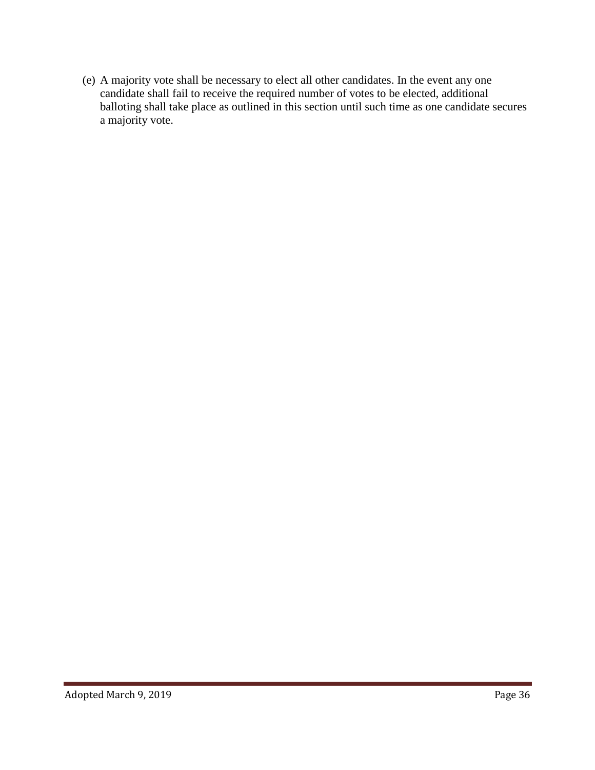(e) A majority vote shall be necessary to elect all other candidates. In the event any one candidate shall fail to receive the required number of votes to be elected, additional balloting shall take place as outlined in this section until such time as one candidate secures a majority vote.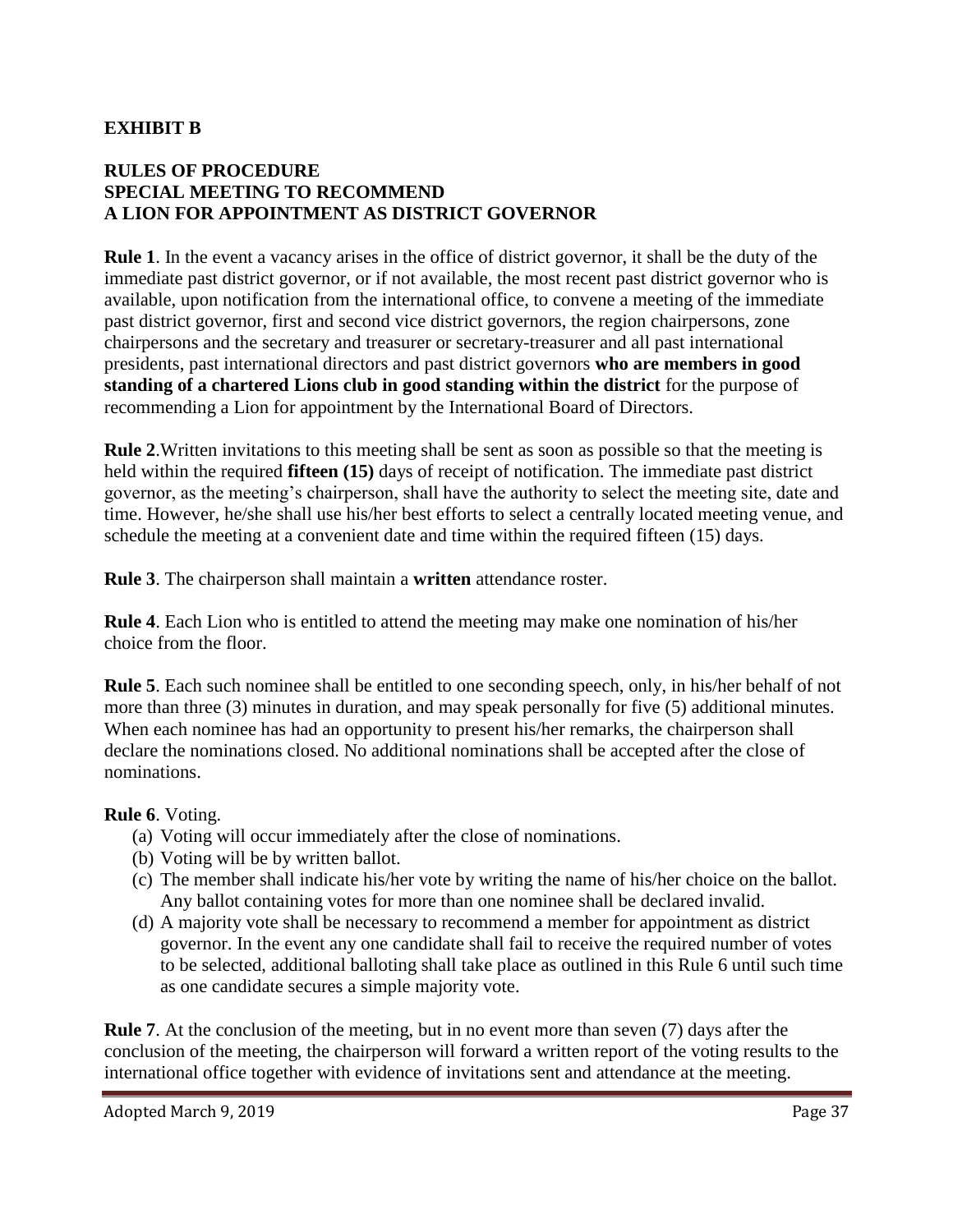**EXHIBIT B**

**RULES OF PROCEDURE**
**SPECIAL MEETING TO RECOMMEND**
**A LION FOR APPOINTMENT AS DISTRICT GOVERNOR**

**Rule 1**. In the event a vacancy arises in the office of district governor, it shall be the duty of the immediate past district governor, or if not available, the most recent past district governor who is available, upon notification from the international office, to convene a meeting of the immediate past district governor, first and second vice district governors, the region chairpersons, zone chairpersons and the secretary and treasurer or secretary-treasurer and all past international presidents, past international directors and past district governors **who are members in good standing of a chartered Lions club in good standing within the district** for the purpose of recommending a Lion for appointment by the International Board of Directors.

**Rule 2**.Written invitations to this meeting shall be sent as soon as possible so that the meeting is held within the required **fifteen (15)** days of receipt of notification. The immediate past district governor, as the meeting's chairperson, shall have the authority to select the meeting site, date and time. However, he/she shall use his/her best efforts to select a centrally located meeting venue, and schedule the meeting at a convenient date and time within the required fifteen (15) days.

**Rule 3**. The chairperson shall maintain a **written** attendance roster.

**Rule 4**. Each Lion who is entitled to attend the meeting may make one nomination of his/her choice from the floor.

**Rule 5**. Each such nominee shall be entitled to one seconding speech, only, in his/her behalf of not more than three (3) minutes in duration, and may speak personally for five (5) additional minutes. When each nominee has had an opportunity to present his/her remarks, the chairperson shall declare the nominations closed. No additional nominations shall be accepted after the close of nominations.

**Rule 6**. Voting.

(a) Voting will occur immediately after the close of nominations.
(b) Voting will be by written ballot.
(c) The member shall indicate his/her vote by writing the name of his/her choice on the ballot. Any ballot containing votes for more than one nominee shall be declared invalid.
(d) A majority vote shall be necessary to recommend a member for appointment as district governor. In the event any one candidate shall fail to receive the required number of votes to be selected, additional balloting shall take place as outlined in this Rule 6 until such time as one candidate secures a simple majority vote.

**Rule 7**. At the conclusion of the meeting, but in no event more than seven (7) days after the conclusion of the meeting, the chairperson will forward a written report of the voting results to the international office together with evidence of invitations sent and attendance at the meeting.

Adopted March 9, 2019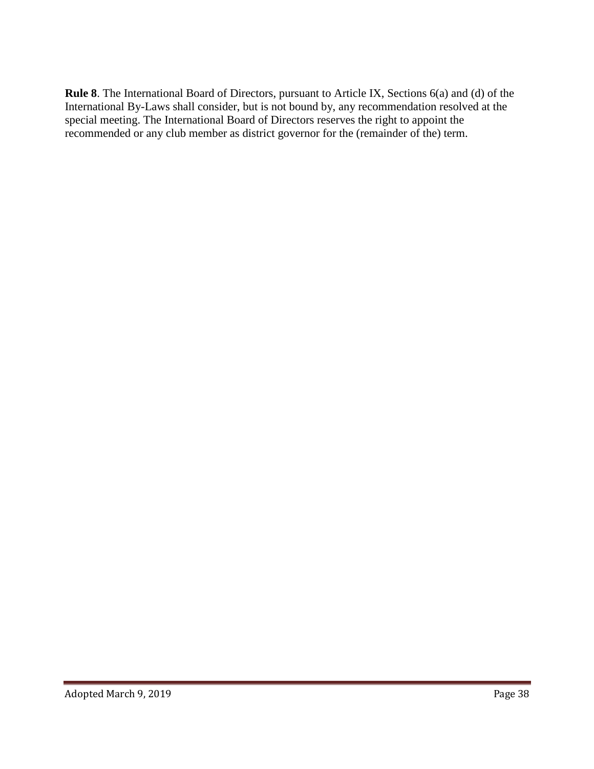**Rule 8**. The International Board of Directors, pursuant to Article IX, Sections 6(a) and (d) of the International By-Laws shall consider, but is not bound by, any recommendation resolved at the special meeting. The International Board of Directors reserves the right to appoint the recommended or any club member as district governor for the (remainder of the) term.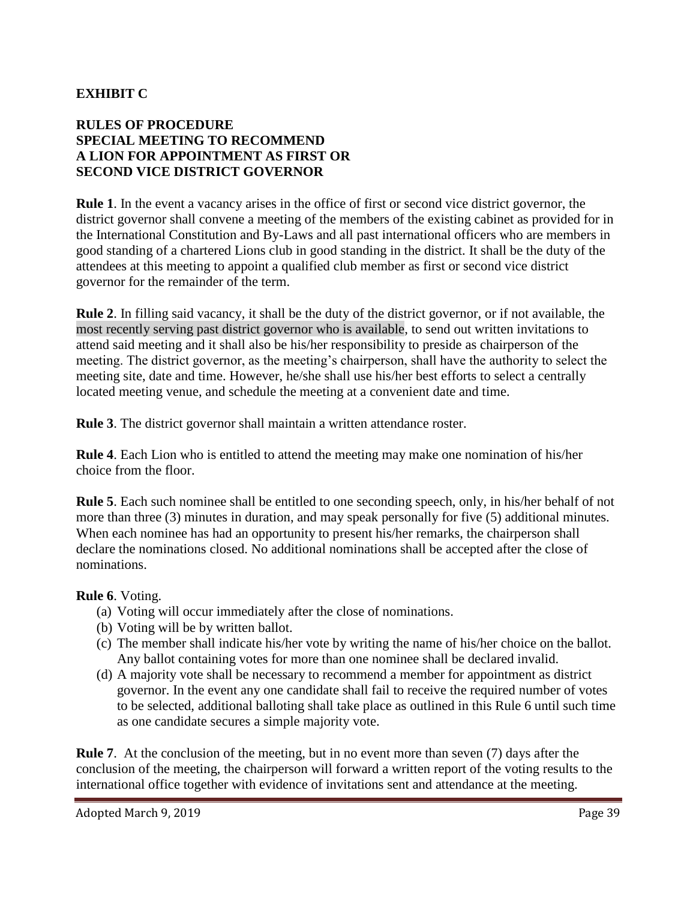**EXHIBIT C**

**RULES OF PROCEDURE**
**SPECIAL MEETING TO RECOMMEND**
**A LION FOR APPOINTMENT AS FIRST OR**
**SECOND VICE DISTRICT GOVERNOR**

**Rule 1**. In the event a vacancy arises in the office of first or second vice district governor, the district governor shall convene a meeting of the members of the existing cabinet as provided for in the International Constitution and By-Laws and all past international officers who are members in good standing of a chartered Lions club in good standing in the district. It shall be the duty of the attendees at this meeting to appoint a qualified club member as first or second vice district governor for the remainder of the term.

**Rule 2**. In filling said vacancy, it shall be the duty of the district governor, or if not available, the most recently serving past district governor who is available, to send out written invitations to attend said meeting and it shall also be his/her responsibility to preside as chairperson of the meeting. The district governor, as the meeting's chairperson, shall have the authority to select the meeting site, date and time. However, he/she shall use his/her best efforts to select a centrally located meeting venue, and schedule the meeting at a convenient date and time.

**Rule 3**. The district governor shall maintain a written attendance roster.

**Rule 4**. Each Lion who is entitled to attend the meeting may make one nomination of his/her choice from the floor.

**Rule 5**. Each such nominee shall be entitled to one seconding speech, only, in his/her behalf of not more than three (3) minutes in duration, and may speak personally for five (5) additional minutes. When each nominee has had an opportunity to present his/her remarks, the chairperson shall declare the nominations closed. No additional nominations shall be accepted after the close of nominations.

**Rule 6**. Voting.

(a) Voting will occur immediately after the close of nominations.
(b) Voting will be by written ballot.
(c) The member shall indicate his/her vote by writing the name of his/her choice on the ballot. Any ballot containing votes for more than one nominee shall be declared invalid.
(d) A majority vote shall be necessary to recommend a member for appointment as district governor. In the event any one candidate shall fail to receive the required number of votes to be selected, additional balloting shall take place as outlined in this Rule 6 until such time as one candidate secures a simple majority vote.

**Rule 7**. At the conclusion of the meeting, but in no event more than seven (7) days after the conclusion of the meeting, the chairperson will forward a written report of the voting results to the international office together with evidence of invitations sent and attendance at the meeting.

Adopted March 9, 2019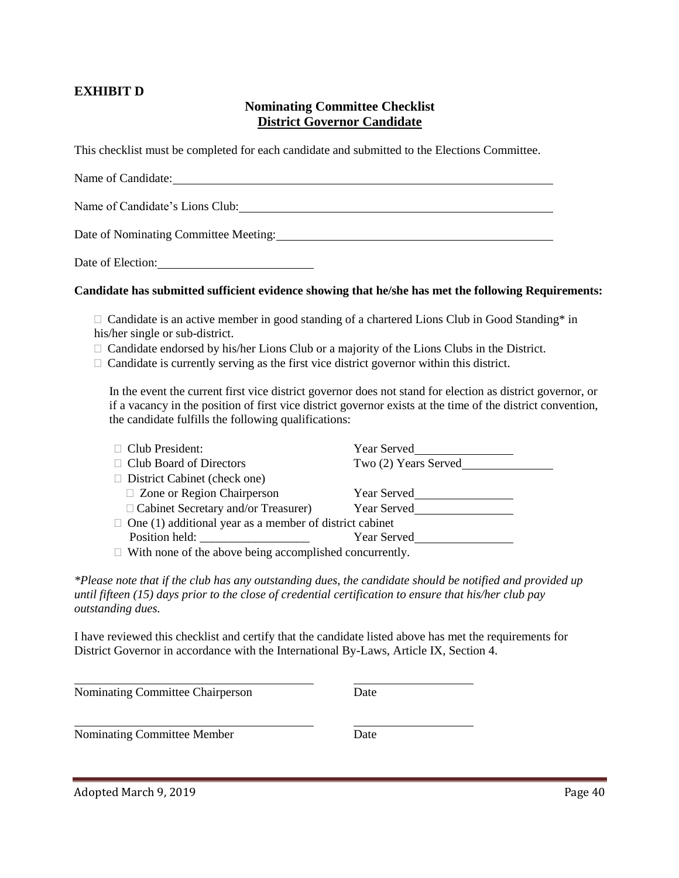**EXHIBIT D**

**Nominating Committee Checklist**
**District Governor Candidate**

This checklist must be completed for each candidate and submitted to the Elections Committee.

Name of Candidate: ______________________________________________

Name of Candidate's Lions Club: ______________________________________

Date of Nominating Committee Meeting: _________________________________

Date of Election: ____________________

**Candidate has submitted sufficient evidence showing that he/she has met the following Requirements:**

- ☐ Candidate is an active member in good standing of a chartered Lions Club in Good Standing* in his/her single or sub-district.
- ☐ Candidate endorsed by his/her Lions Club or a majority of the Lions Clubs in the District.
- ☐ Candidate is currently serving as the first vice district governor within this district.

In the event the current first vice district governor does not stand for election as district governor, or if a vacancy in the position of first vice district governor exists at the time of the district convention, the candidate fulfills the following qualifications:

| | |
|---|---|
| ☐ Club President: | Year Served ____________ |
| ☐ Club Board of Directors | Two (2) Years Served ____________ |
| ☐ District Cabinet (check one) | |
| ☐ Zone or Region Chairperson | Year Served ____________ |
| ☐ Cabinet Secretary and/or Treasurer) | Year Served ____________ |
| ☐ One (1) additional year as a member of district cabinet | |
| Position held: __________________ | Year Served ____________ |
| ☐ With none of the above being accomplished concurrently. | |

*\*Please note that if the club has any outstanding dues, the candidate should be notified and provided up until fifteen (15) days prior to the close of credential certification to ensure that his/her club pay outstanding dues.*

I have reviewed this checklist and certify that the candidate listed above has met the requirements for District Governor in accordance with the International By-Laws, Article IX, Section 4.

_________________________________ &nbsp;&nbsp;&nbsp;&nbsp; ________________

Nominating Committee Chairperson &nbsp;&nbsp;&nbsp;&nbsp; Date

_________________________________ &nbsp;&nbsp;&nbsp;&nbsp; ________________

Nominating Committee Member &nbsp;&nbsp;&nbsp;&nbsp; Date

Adopted March 9, 2019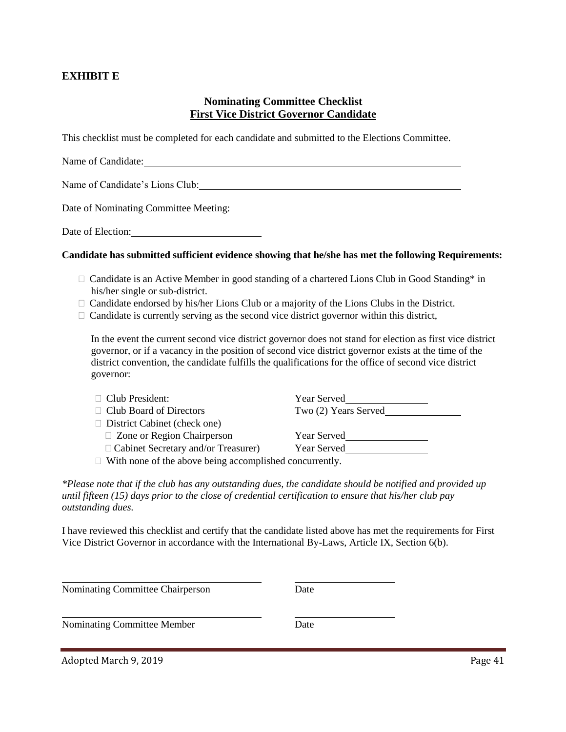**EXHIBIT E**

### Nominating Committee Checklist
### <u>First Vice District Governor Candidate</u>

This checklist must be completed for each candidate and submitted to the Elections Committee.

Name of Candidate: ____________________________________________

Name of Candidate's Lions Club: ____________________________________________

Date of Nominating Committee Meeting: ____________________________________________

Date of Election: ______________________

**Candidate has submitted sufficient evidence showing that he/she has met the following Requirements:**

- ☐ Candidate is an Active Member in good standing of a chartered Lions Club in Good Standing* in his/her single or sub-district.
- ☐ Candidate endorsed by his/her Lions Club or a majority of the Lions Clubs in the District.
- ☐ Candidate is currently serving as the second vice district governor within this district,

  In the event the current second vice district governor does not stand for election as first vice district governor, or if a vacancy in the position of second vice district governor exists at the time of the district convention, the candidate fulfills the qualifications for the office of second vice district governor:

  - ☐ Club President: Year Served ______________
  - ☐ Club Board of Directors Two (2) Years Served ______________
  - ☐ District Cabinet (check one)
    - ☐ Zone or Region Chairperson Year Served ______________
    - ☐ Cabinet Secretary and/or Treasurer) Year Served ______________
  - ☐ With none of the above being accomplished concurrently.

*\*Please note that if the club has any outstanding dues, the candidate should be notified and provided up until fifteen (15) days prior to the close of credential certification to ensure that his/her club pay outstanding dues.*

I have reviewed this checklist and certify that the candidate listed above has met the requirements for First Vice District Governor in accordance with the International By-Laws, Article IX, Section 6(b).

______________________________ ______________
Nominating Committee Chairperson Date

______________________________ ______________
Nominating Committee Member Date

Adopted March 9, 2019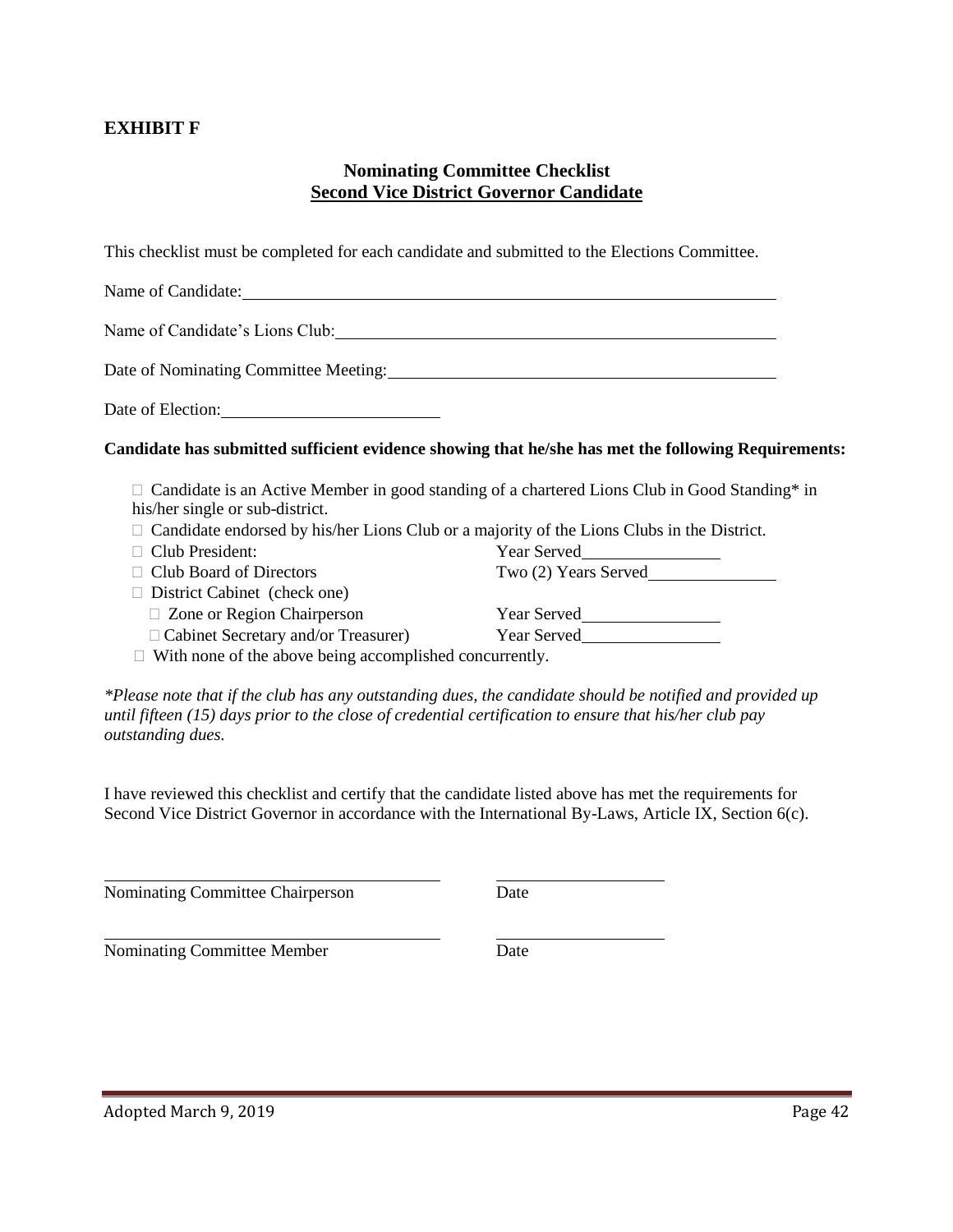**EXHIBIT F**

**Nominating Committee Checklist**
**<u>Second Vice District Governor Candidate</u>**

This checklist must be completed for each candidate and submitted to the Elections Committee.

Name of Candidate: ______________________________________________

Name of Candidate's Lions Club: ______________________________________

Date of Nominating Committee Meeting: _________________________________

Date of Election: ____________________

**Candidate has submitted sufficient evidence showing that he/she has met the following Requirements:**

- ☐ Candidate is an Active Member in good standing of a chartered Lions Club in Good Standing* in his/her single or sub-district.
- ☐ Candidate endorsed by his/her Lions Club or a majority of the Lions Clubs in the District.
- ☐ Club President: Year Served ______________
- ☐ Club Board of Directors Two (2) Years Served ______________
- ☐ District Cabinet (check one)
  - ☐ Zone or Region Chairperson Year Served ______________
  - ☐ Cabinet Secretary and/or Treasurer) Year Served ______________
- ☐ With none of the above being accomplished concurrently.

*\*Please note that if the club has any outstanding dues, the candidate should be notified and provided up until fifteen (15) days prior to the close of credential certification to ensure that his/her club pay outstanding dues.*

I have reviewed this checklist and certify that the candidate listed above has met the requirements for Second Vice District Governor in accordance with the International By-Laws, Article IX, Section 6(c).

______________________________ ______________
Nominating Committee Chairperson Date

______________________________ ______________
Nominating Committee Member Date

Adopted March 9, 2019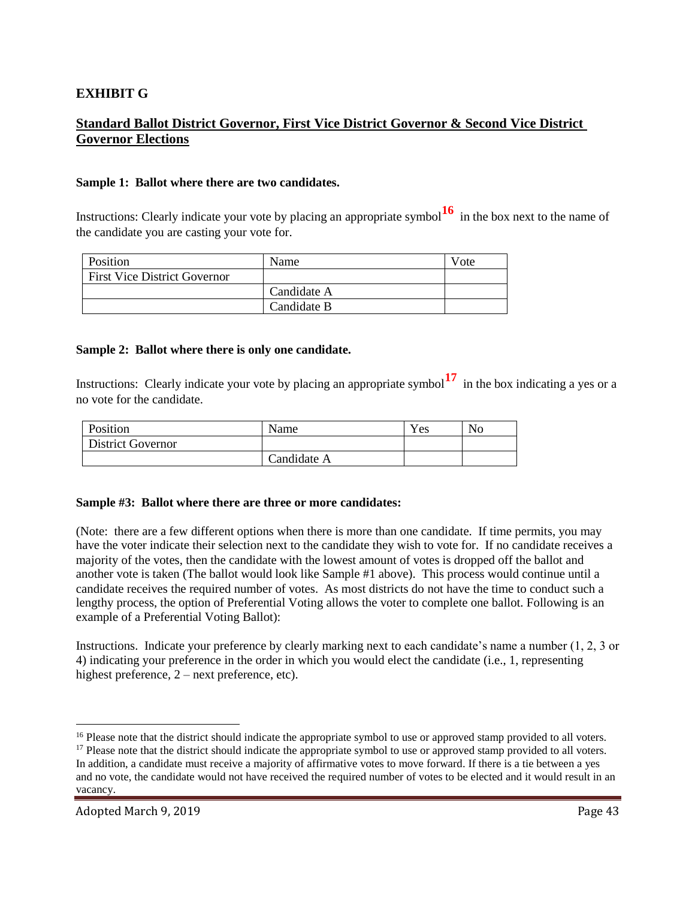## EXHIBIT G

## Standard Ballot District Governor, First Vice District Governor & Second Vice District Governor Elections

**Sample 1: Ballot where there are two candidates.**

Instructions: Clearly indicate your vote by placing an appropriate symbol[16] in the box next to the name of the candidate you are casting your vote for.

| Position | Name | Vote |
|---|---|---|
| First Vice District Governor | | |
| | Candidate A | |
| | Candidate B | |

**Sample 2: Ballot where there is only one candidate.**

Instructions: Clearly indicate your vote by placing an appropriate symbol[17] in the box indicating a yes or a no vote for the candidate.

| Position | Name | Yes | No |
|---|---|---|---|
| District Governor | | | |
| | Candidate A | | |

**Sample #3: Ballot where there are three or more candidates:**

(Note: there are a few different options when there is more than one candidate. If time permits, you may have the voter indicate their selection next to the candidate they wish to vote for. If no candidate receives a majority of the votes, then the candidate with the lowest amount of votes is dropped off the ballot and another vote is taken (The ballot would look like Sample #1 above). This process would continue until a candidate receives the required number of votes. As most districts do not have the time to conduct such a lengthy process, the option of Preferential Voting allows the voter to complete one ballot. Following is an example of a Preferential Voting Ballot):

Instructions. Indicate your preference by clearly marking next to each candidate's name a number (1, 2, 3 or 4) indicating your preference in the order in which you would elect the candidate (i.e., 1, representing highest preference, 2 – next preference, etc).

---

[16] Please note that the district should indicate the appropriate symbol to use or approved stamp provided to all voters.

[17] Please note that the district should indicate the appropriate symbol to use or approved stamp provided to all voters. In addition, a candidate must receive a majority of affirmative votes to move forward. If there is a tie between a yes and no vote, the candidate would not have received the required number of votes to be elected and it would result in an vacancy.

Adopted March 9, 2019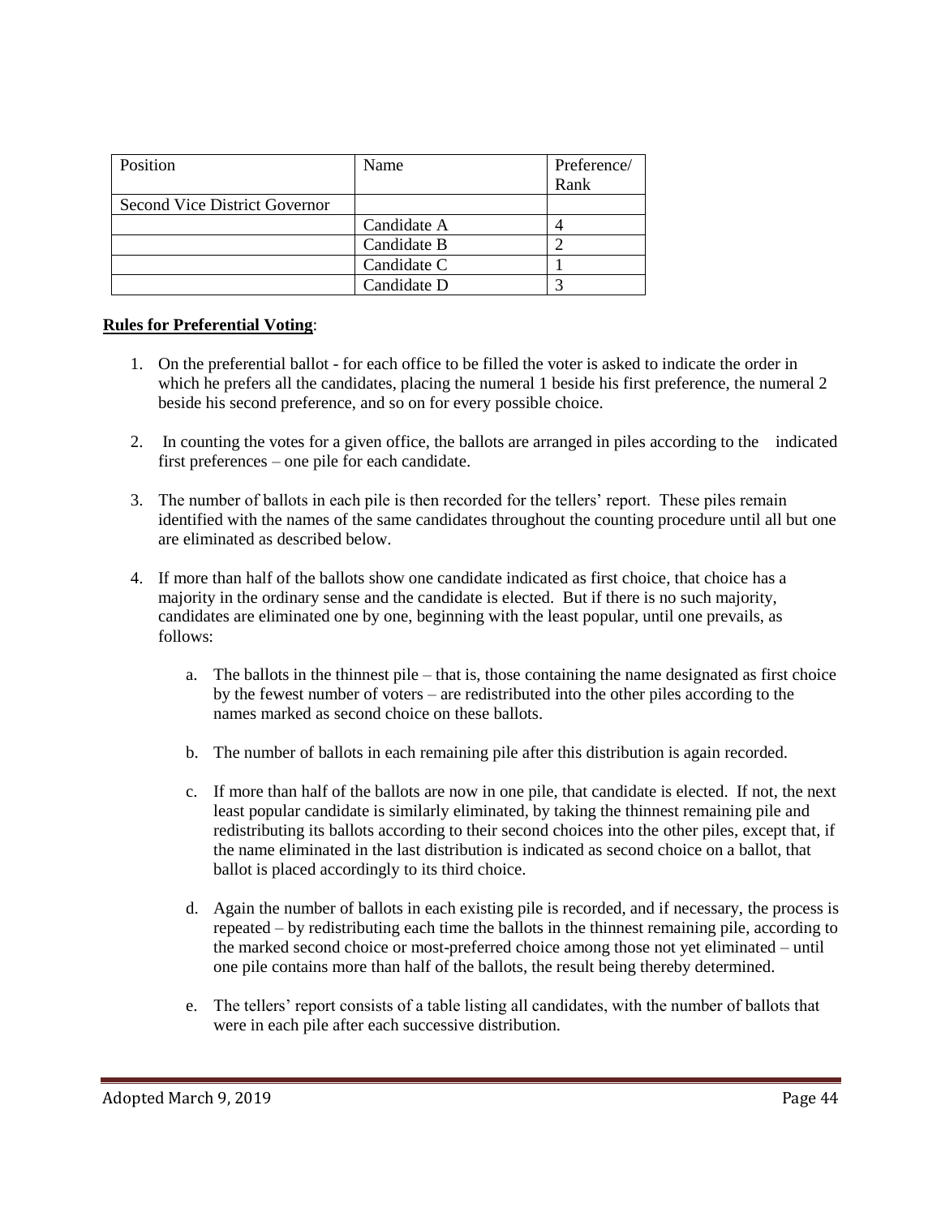| Position | Name | Preference/ Rank |
| --- | --- | --- |
| Second Vice District Governor | | |
| | Candidate A | 4 |
| | Candidate B | 2 |
| | Candidate C | 1 |
| | Candidate D | 3 |

**Rules for Preferential Voting**:

1. On the preferential ballot - for each office to be filled the voter is asked to indicate the order in which he prefers all the candidates, placing the numeral 1 beside his first preference, the numeral 2 beside his second preference, and so on for every possible choice.

2. In counting the votes for a given office, the ballots are arranged in piles according to the indicated first preferences – one pile for each candidate.

3. The number of ballots in each pile is then recorded for the tellers' report. These piles remain identified with the names of the same candidates throughout the counting procedure until all but one are eliminated as described below.

4. If more than half of the ballots show one candidate indicated as first choice, that choice has a majority in the ordinary sense and the candidate is elected. But if there is no such majority, candidates are eliminated one by one, beginning with the least popular, until one prevails, as follows:

    a. The ballots in the thinnest pile – that is, those containing the name designated as first choice by the fewest number of voters – are redistributed into the other piles according to the names marked as second choice on these ballots.

    b. The number of ballots in each remaining pile after this distribution is again recorded.

    c. If more than half of the ballots are now in one pile, that candidate is elected. If not, the next least popular candidate is similarly eliminated, by taking the thinnest remaining pile and redistributing its ballots according to their second choices into the other piles, except that, if the name eliminated in the last distribution is indicated as second choice on a ballot, that ballot is placed accordingly to its third choice.

    d. Again the number of ballots in each existing pile is recorded, and if necessary, the process is repeated – by redistributing each time the ballots in the thinnest remaining pile, according to the marked second choice or most-preferred choice among those not yet eliminated – until one pile contains more than half of the ballots, the result being thereby determined.

    e. The tellers' report consists of a table listing all candidates, with the number of ballots that were in each pile after each successive distribution.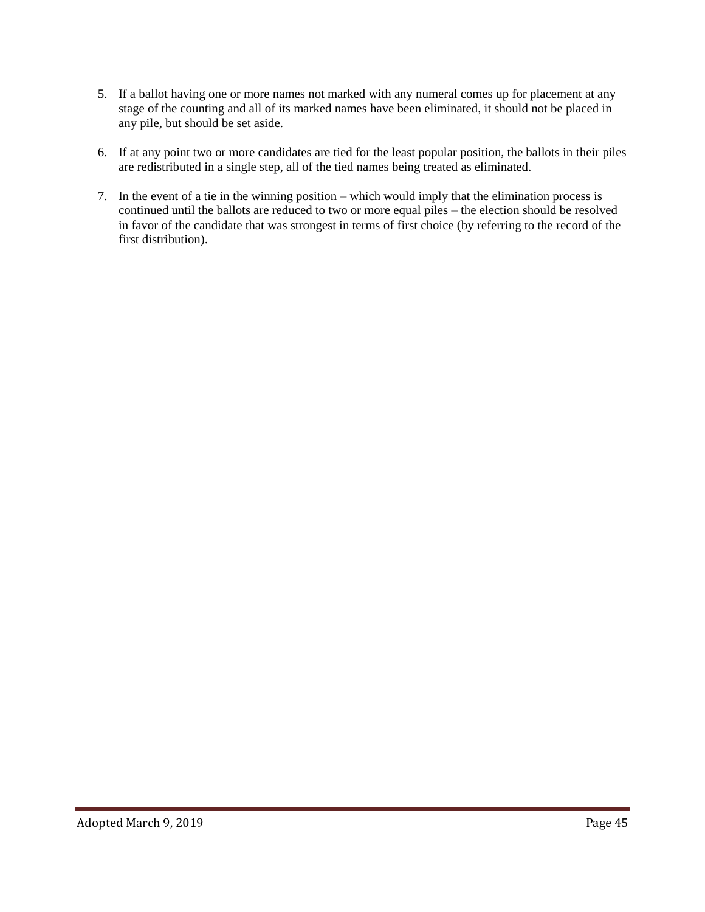5. If a ballot having one or more names not marked with any numeral comes up for placement at any stage of the counting and all of its marked names have been eliminated, it should not be placed in any pile, but should be set aside.

6. If at any point two or more candidates are tied for the least popular position, the ballots in their piles are redistributed in a single step, all of the tied names being treated as eliminated.

7. In the event of a tie in the winning position – which would imply that the elimination process is continued until the ballots are reduced to two or more equal piles – the election should be resolved in favor of the candidate that was strongest in terms of first choice (by referring to the record of the first distribution).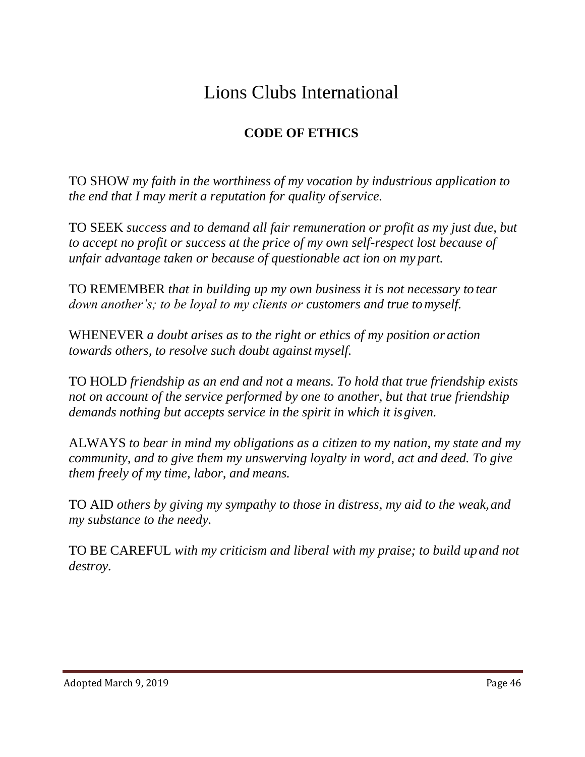# Lions Clubs International

## CODE OF ETHICS

TO SHOW *my faith in the worthiness of my vocation by industrious application to the end that I may merit a reputation for quality of service.*

TO SEEK *success and to demand all fair remuneration or profit as my just due, but to accept no profit or success at the price of my own self-respect lost because of unfair advantage taken or because of questionable act ion on my part.*

TO REMEMBER *that in building up my own business it is not necessary to tear down another's; to be loyal to my clients or customers and true to myself.*

WHENEVER *a doubt arises as to the right or ethics of my position or action towards others, to resolve such doubt against myself.*

TO HOLD *friendship as an end and not a means. To hold that true friendship exists not on account of the service performed by one to another, but that true friendship demands nothing but accepts service in the spirit in which it is given.*

ALWAYS *to bear in mind my obligations as a citizen to my nation, my state and my community, and to give them my unswerving loyalty in word, act and deed. To give them freely of my time, labor, and means.*

TO AID *others by giving my sympathy to those in distress, my aid to the weak, and my substance to the needy.*

TO BE CAREFUL *with my criticism and liberal with my praise; to build up and not destroy.*